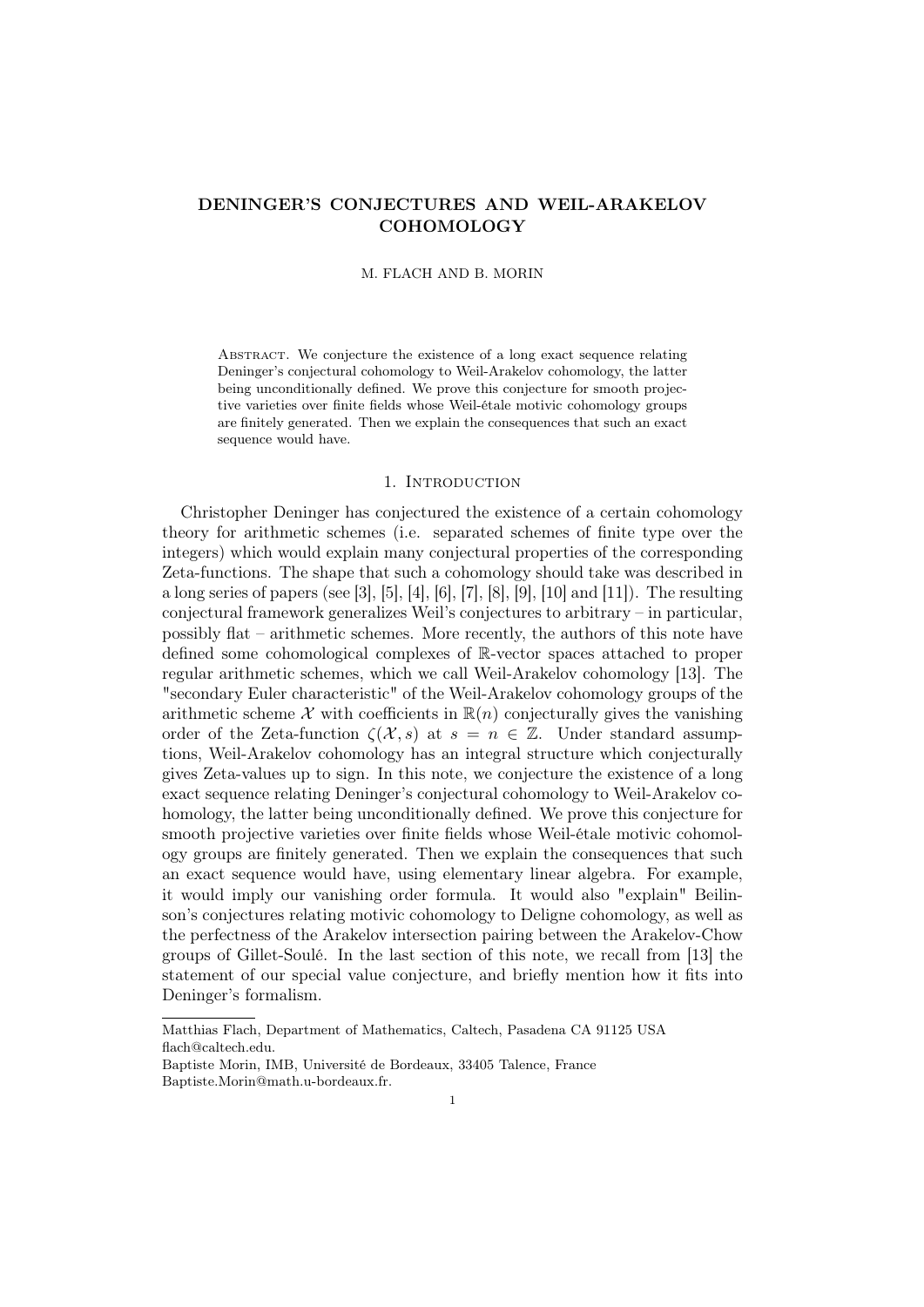# DENINGER'S CONJECTURES AND WEIL-ARAKELOV COHOMOLOGY

M. FLACH AND B. MORIN

Abstract. We conjecture the existence of a long exact sequence relating Deninger's conjectural cohomology to Weil-Arakelov cohomology, the latter being unconditionally defined. We prove this conjecture for smooth projective varieties over finite fields whose Weil-étale motivic cohomology groups are finitely generated. Then we explain the consequences that such an exact sequence would have.

## 1. Introduction

Christopher Deninger has conjectured the existence of a certain cohomology theory for arithmetic schemes (i.e. separated schemes of finite type over the integers) which would explain many conjectural properties of the corresponding Zeta-functions. The shape that such a cohomology should take was described in a long series of papers (see [3], [5], [4], [6], [7], [8], [9], [10] and [11]). The resulting conjectural framework generalizes Weil's conjectures to arbitrary – in particular, possibly flat – arithmetic schemes. More recently, the authors of this note have defined some cohomological complexes of $\mathbb{R}$-vector spaces attached to proper regular arithmetic schemes, which we call Weil-Arakelov cohomology [13]. The "secondary Euler characteristic" of the Weil-Arakelov cohomology groups of the arithmetic scheme $\mathcal{X}$ with coefficients in $\mathbb{R}(n)$ conjecturally gives the vanishing order of the Zeta-function $\zeta(\mathcal{X}, s)$ at $s = n \in \mathbb{Z}$. Under standard assumptions, Weil-Arakelov cohomology has an integral structure which conjecturally gives Zeta-values up to sign. In this note, we conjecture the existence of a long exact sequence relating Deninger's conjectural cohomology to Weil-Arakelov cohomology, the latter being unconditionally defined. We prove this conjecture for smooth projective varieties over finite fields whose Weil-étale motivic cohomology groups are finitely generated. Then we explain the consequences that such an exact sequence would have, using elementary linear algebra. For example, it would imply our vanishing order formula. It would also "explain" Beilinson's conjectures relating motivic cohomology to Deligne cohomology, as well as the perfectness of the Arakelov intersection pairing between the Arakelov-Chow groups of Gillet-Soulé. In the last section of this note, we recall from [13] the statement of our special value conjecture, and briefly mention how it fits into Deninger's formalism.

---

Matthias Flach, Department of Mathematics, Caltech, Pasadena CA 91125 USA
flach@caltech.edu.
Baptiste Morin, IMB, Université de Bordeaux, 33405 Talence, France
Baptiste.Morin@math.u-bordeaux.fr.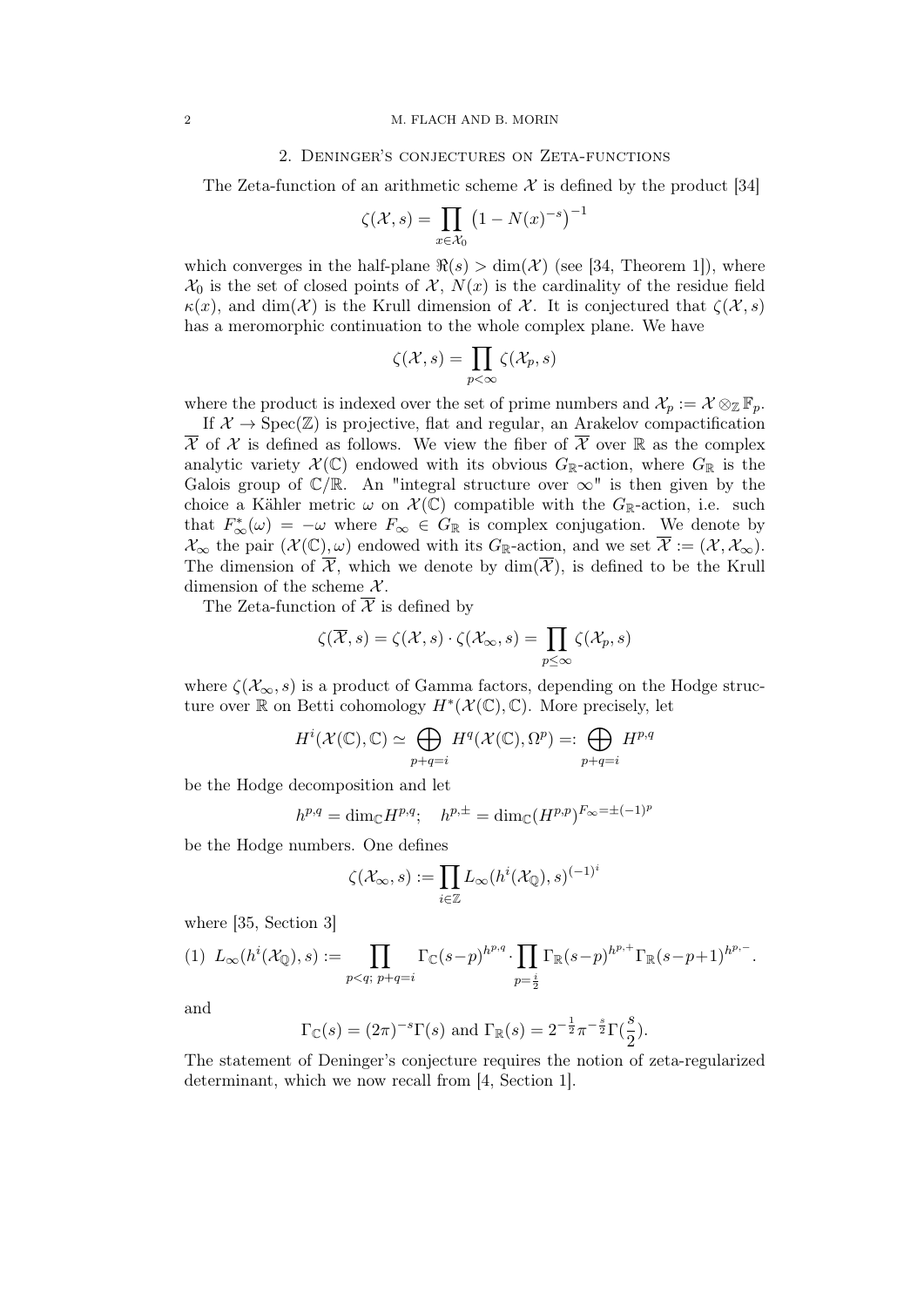## 2. Deninger's conjectures on Zeta-functions

The Zeta-function of an arithmetic scheme $\mathcal{X}$ is defined by the product [34]

$$\zeta(\mathcal{X},s)=\prod_{x\in\mathcal{X}_0}\left(1-N(x)^{-s}\right)^{-1}$$

which converges in the half-plane $\Re(s)>\dim(\mathcal{X})$ (see [34, Theorem 1]), where $\mathcal{X}_0$ is the set of closed points of $\mathcal{X}$, $N(x)$ is the cardinality of the residue field $\kappa(x)$, and $\dim(\mathcal{X})$ is the Krull dimension of $\mathcal{X}$. It is conjectured that $\zeta(\mathcal{X},s)$ has a meromorphic continuation to the whole complex plane. We have

$$\zeta(\mathcal{X},s)=\prod_{p<\infty}\zeta(\mathcal{X}_p,s)$$

where the product is indexed over the set of prime numbers and $\mathcal{X}_p:=\mathcal{X}\otimes_{\mathbb{Z}}\mathbb{F}_p$.

If $\mathcal{X}\to\mathrm{Spec}(\mathbb{Z})$ is projective, flat and regular, an Arakelov compactification $\overline{\mathcal{X}}$ of $\mathcal{X}$ is defined as follows. We view the fiber of $\overline{\mathcal{X}}$ over $\mathbb{R}$ as the complex analytic variety $\mathcal{X}(\mathbb{C})$ endowed with its obvious $G_{\mathbb{R}}$-action, where $G_{\mathbb{R}}$ is the Galois group of $\mathbb{C}/\mathbb{R}$. An "integral structure over $\infty$" is then given by the choice a Kähler metric $\omega$ on $\mathcal{X}(\mathbb{C})$ compatible with the $G_{\mathbb{R}}$-action, i.e. such that $F_\infty^*(\omega)=-\omega$ where $F_\infty\in G_{\mathbb{R}}$ is complex conjugation. We denote by $\mathcal{X}_\infty$ the pair $(\mathcal{X}(\mathbb{C}),\omega)$ endowed with its $G_{\mathbb{R}}$-action, and we set $\overline{\mathcal{X}}:=(\mathcal{X},\mathcal{X}_\infty)$. The dimension of $\overline{\mathcal{X}}$, which we denote by $\dim(\overline{\mathcal{X}})$, is defined to be the Krull dimension of the scheme $\mathcal{X}$.

The Zeta-function of $\overline{\mathcal{X}}$ is defined by

$$\zeta(\overline{\mathcal{X}},s)=\zeta(\mathcal{X},s)\cdot\zeta(\mathcal{X}_\infty,s)=\prod_{p\leq\infty}\zeta(\mathcal{X}_p,s)$$

where $\zeta(\mathcal{X}_\infty,s)$ is a product of Gamma factors, depending on the Hodge structure over $\mathbb{R}$ on Betti cohomology $H^*(\mathcal{X}(\mathbb{C}),\mathbb{C})$. More precisely, let

$$H^i(\mathcal{X}(\mathbb{C}),\mathbb{C})\simeq\bigoplus_{p+q=i}H^q(\mathcal{X}(\mathbb{C}),\Omega^p)=:\bigoplus_{p+q=i}H^{p,q}$$

be the Hodge decomposition and let

$$h^{p,q}=\dim_{\mathbb{C}}H^{p,q};\quad h^{p,\pm}=\dim_{\mathbb{C}}(H^{p,p})^{F_\infty=\pm(-1)^p}$$

be the Hodge numbers. One defines

$$\zeta(\mathcal{X}_\infty,s):=\prod_{i\in\mathbb{Z}}L_\infty(h^i(\mathcal{X}_{\mathbb{Q}}),s)^{(-1)^i}$$

where [35, Section 3]

$$L_\infty(h^i(\mathcal{X}_{\mathbb{Q}}),s):=\prod_{p<q;\ p+q=i}\Gamma_{\mathbb{C}}(s-p)^{h^{p,q}}\cdot\prod_{p=\frac{i}{2}}\Gamma_{\mathbb{R}}(s-p)^{h^{p,+}}\Gamma_{\mathbb{R}}(s-p+1)^{h^{p,-}}. \tag{1}$$

and

$$\Gamma_{\mathbb{C}}(s)=(2\pi)^{-s}\Gamma(s)\text{ and }\Gamma_{\mathbb{R}}(s)=2^{-\frac{1}{2}}\pi^{-\frac{s}{2}}\Gamma(\frac{s}{2}).$$

The statement of Deninger's conjecture requires the notion of zeta-regularized determinant, which we now recall from [4, Section 1].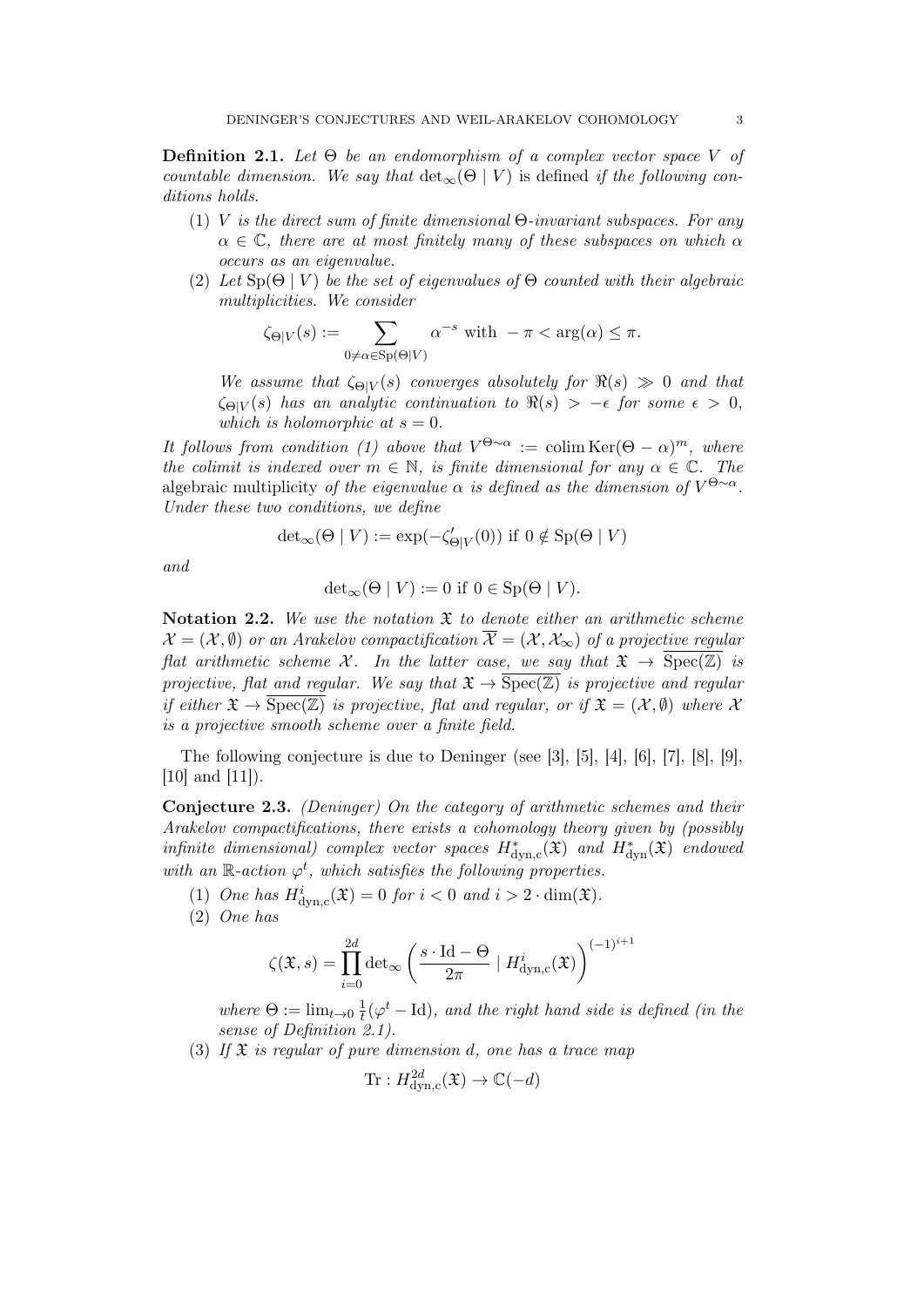**Definition 2.1.** *Let $\Theta$ be an endomorphism of a complex vector space $V$ of countable dimension. We say that* $\det_\infty(\Theta \mid V)$ is defined *if the following conditions holds.*

1. *$V$ is the direct sum of finite dimensional $\Theta$-invariant subspaces. For any $\alpha \in \mathbb{C}$, there are at most finitely many of these subspaces on which $\alpha$ occurs as an eigenvalue.*
2. *Let $\mathrm{Sp}(\Theta \mid V)$ be the set of eigenvalues of $\Theta$ counted with their algebraic multiplicities. We consider*

$$\zeta_{\Theta|V}(s) := \sum_{0 \neq \alpha \in \mathrm{Sp}(\Theta|V)} \alpha^{-s} \text{ with } -\pi < \arg(\alpha) \leq \pi.$$

*We assume that $\zeta_{\Theta|V}(s)$ converges absolutely for $\Re(s) \gg 0$ and that $\zeta_{\Theta|V}(s)$ has an analytic continuation to $\Re(s) > -\epsilon$ for some $\epsilon > 0$, which is holomorphic at $s = 0$.*

*It follows from condition (1) above that $V^{\Theta \sim \alpha} := \operatorname{colim} \operatorname{Ker}(\Theta - \alpha)^m$, where the colimit is indexed over $m \in \mathbb{N}$, is finite dimensional for any $\alpha \in \mathbb{C}$. The* algebraic multiplicity *of the eigenvalue $\alpha$ is defined as the dimension of $V^{\Theta \sim \alpha}$. Under these two conditions, we define*

$$\det_\infty(\Theta \mid V) := \exp(-\zeta'_{\Theta|V}(0)) \text{ if } 0 \notin \mathrm{Sp}(\Theta \mid V)$$

*and*

$$\det_\infty(\Theta \mid V) := 0 \text{ if } 0 \in \mathrm{Sp}(\Theta \mid V).$$

**Notation 2.2.** *We use the notation $\mathfrak{X}$ to denote either an arithmetic scheme $\mathcal{X} = (\mathcal{X}, \emptyset)$ or an Arakelov compactification $\overline{\mathcal{X}} = (\mathcal{X}, \mathcal{X}_\infty)$ of a projective regular flat arithmetic scheme $\mathcal{X}$. In the latter case, we say that $\mathfrak{X} \to \overline{\mathrm{Spec}(\mathbb{Z})}$ is projective, flat and regular. We say that $\mathfrak{X} \to \overline{\mathrm{Spec}(\mathbb{Z})}$ is projective and regular if either $\mathfrak{X} \to \overline{\mathrm{Spec}(\mathbb{Z})}$ is projective, flat and regular, or if $\mathfrak{X} = (\mathcal{X}, \emptyset)$ where $\mathcal{X}$ is a projective smooth scheme over a finite field.*

The following conjecture is due to Deninger (see [3], [5], [4], [6], [7], [8], [9], [10] and [11]).

**Conjecture 2.3.** *(Deninger) On the category of arithmetic schemes and their Arakelov compactifications, there exists a cohomology theory given by (possibly infinite dimensional) complex vector spaces $H^*_{\mathrm{dyn,c}}(\mathfrak{X})$ and $H^*_{\mathrm{dyn}}(\mathfrak{X})$ endowed with an $\mathbb{R}$-action $\varphi^t$, which satisfies the following properties.*

1. *One has $H^i_{\mathrm{dyn,c}}(\mathfrak{X}) = 0$ for $i < 0$ and $i > 2 \cdot \dim(\mathfrak{X})$.*
2. *One has*

$$\zeta(\mathfrak{X}, s) = \prod_{i=0}^{2d} \det_\infty \left( \frac{s \cdot \mathrm{Id} - \Theta}{2\pi} \mid H^i_{\mathrm{dyn,c}}(\mathfrak{X}) \right)^{(-1)^{i+1}}$$

*where $\Theta := \lim_{t \to 0} \frac{1}{t}(\varphi^t - \mathrm{Id})$, and the right hand side is defined (in the sense of Definition 2.1).*

3. *If $\mathfrak{X}$ is regular of pure dimension $d$, one has a trace map*

$$\mathrm{Tr} : H^{2d}_{\mathrm{dyn,c}}(\mathfrak{X}) \to \mathbb{C}(-d)$$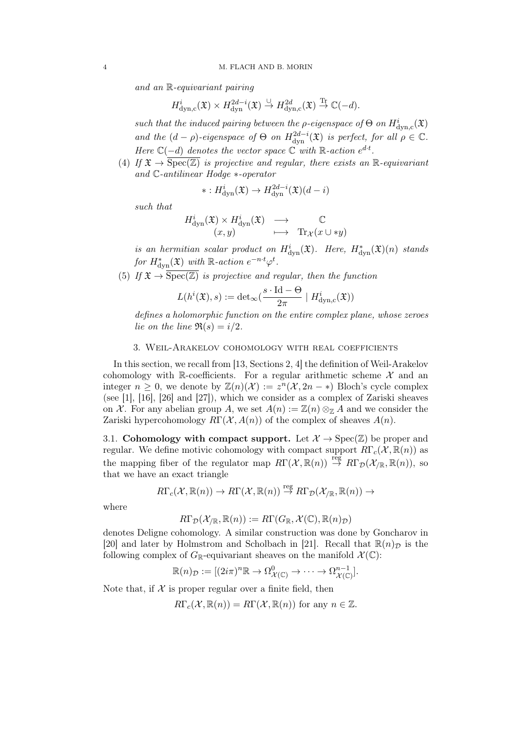*and an $\mathbb{R}$-equivariant pairing*

$$H^i_{\mathrm{dyn,c}}(\mathfrak{X}) \times H^{2d-i}_{\mathrm{dyn}}(\mathfrak{X}) \stackrel{\cup}{\to} H^{2d}_{\mathrm{dyn,c}}(\mathfrak{X}) \stackrel{\mathrm{Tr}}{\to} \mathbb{C}(-d).$$

*such that the induced pairing between the $\rho$-eigenspace of $\Theta$ on $H^i_{\mathrm{dyn,c}}(\mathfrak{X})$ and the $(d-\rho)$-eigenspace of $\Theta$ on $H^{2d-i}_{\mathrm{dyn}}(\mathfrak{X})$ is perfect, for all $\rho \in \mathbb{C}$. Here $\mathbb{C}(-d)$ denotes the vector space $\mathbb{C}$ with $\mathbb{R}$-action $e^{d \cdot t}$.*

(4) *If $\mathfrak{X} \to \overline{\mathrm{Spec}(\mathbb{Z})}$ is projective and regular, there exists an $\mathbb{R}$-equivariant and $\mathbb{C}$-antilinear Hodge $*$-operator*

$$* : H^i_{\mathrm{dyn}}(\mathfrak{X}) \to H^{2d-i}_{\mathrm{dyn}}(\mathfrak{X})(d-i)$$

*such that*

$$\begin{array}{ccc} H^i_{\mathrm{dyn}}(\mathfrak{X}) \times H^i_{\mathrm{dyn}}(\mathfrak{X}) & \longrightarrow & \mathbb{C} \\ (x,y) & \longmapsto & \mathrm{Tr}_{\mathcal{X}}(x \cup *y) \end{array}$$

*is an hermitian scalar product on $H^i_{\mathrm{dyn}}(\mathfrak{X})$. Here, $H^*_{\mathrm{dyn}}(\mathfrak{X})(n)$ stands for $H^*_{\mathrm{dyn}}(\mathfrak{X})$ with $\mathbb{R}$-action $e^{-n \cdot t}\varphi^t$.*

(5) *If $\mathfrak{X} \to \overline{\mathrm{Spec}(\mathbb{Z})}$ is projective and regular, then the function*

$$L(h^i(\mathfrak{X}), s) := \det{}_\infty\left(\frac{s \cdot \mathrm{Id} - \Theta}{2\pi} \mid H^i_{\mathrm{dyn,c}}(\mathfrak{X})\right)$$

*defines a holomorphic function on the entire complex plane, whose zeroes lie on the line $\Re(s) = i/2$.*

## 3. Weil-Arakelov cohomology with real coefficients

In this section, we recall from [13, Sections 2, 4] the definition of Weil-Arakelov cohomology with $\mathbb{R}$-coefficients. For a regular arithmetic scheme $\mathcal{X}$ and an integer $n \geq 0$, we denote by $\mathbb{Z}(n)(\mathcal{X}) := z^n(\mathcal{X}, 2n - *)$ Bloch's cycle complex (see [1], [16], [26] and [27]), which we consider as a complex of Zariski sheaves on $\mathcal{X}$. For any abelian group $A$, we set $A(n) := \mathbb{Z}(n) \otimes_{\mathbb{Z}} A$ and we consider the Zariski hypercohomology $R\Gamma(\mathcal{X}, A(n))$ of the complex of sheaves $A(n)$.

**3.1. Cohomology with compact support.** Let $\mathcal{X} \to \mathrm{Spec}(\mathbb{Z})$ be proper and regular. We define motivic cohomology with compact support $R\Gamma_c(\mathcal{X}, \mathbb{R}(n))$ as the mapping fiber of the regulator map $R\Gamma(\mathcal{X}, \mathbb{R}(n)) \stackrel{\mathrm{reg}}{\to} R\Gamma_{\mathcal{D}}(\mathcal{X}_{/\mathbb{R}}, \mathbb{R}(n))$, so that we have an exact triangle

$$R\Gamma_c(\mathcal{X}, \mathbb{R}(n)) \to R\Gamma(\mathcal{X}, \mathbb{R}(n)) \stackrel{\mathrm{reg}}{\to} R\Gamma_{\mathcal{D}}(\mathcal{X}_{/\mathbb{R}}, \mathbb{R}(n)) \to$$

where

$$R\Gamma_{\mathcal{D}}(\mathcal{X}_{/\mathbb{R}}, \mathbb{R}(n)) := R\Gamma(G_{\mathbb{R}}, \mathcal{X}(\mathbb{C}), \mathbb{R}(n)_{\mathcal{D}})$$

denotes Deligne cohomology. A similar construction was done by Goncharov in [20] and later by Holmstrom and Scholbach in [21]. Recall that $\mathbb{R}(n)_{\mathcal{D}}$ is the following complex of $G_{\mathbb{R}}$-equivariant sheaves on the manifold $\mathcal{X}(\mathbb{C})$:

$$\mathbb{R}(n)_{\mathcal{D}} := [(2i\pi)^n \mathbb{R} \to \Omega^0_{\mathcal{X}(\mathbb{C})} \to \cdots \to \Omega^{n-1}_{\mathcal{X}(\mathbb{C})}].$$

Note that, if $\mathcal{X}$ is proper regular over a finite field, then

$$R\Gamma_c(\mathcal{X}, \mathbb{R}(n)) = R\Gamma(\mathcal{X}, \mathbb{R}(n)) \text{ for any } n \in \mathbb{Z}.$$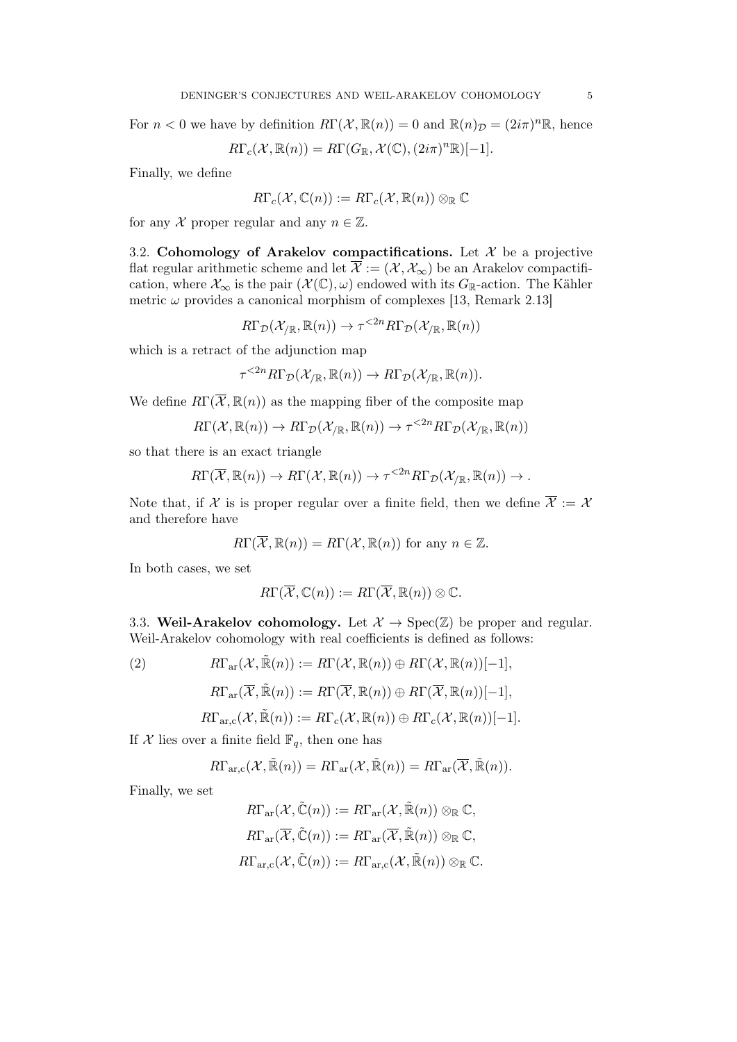For $n < 0$ we have by definition $R\Gamma(\mathcal{X}, \mathbb{R}(n)) = 0$ and $\mathbb{R}(n)_{\mathcal{D}} = (2i\pi)^n\mathbb{R}$, hence

$$R\Gamma_c(\mathcal{X}, \mathbb{R}(n)) = R\Gamma(G_{\mathbb{R}}, \mathcal{X}(\mathbb{C}), (2i\pi)^n\mathbb{R})[-1].$$

Finally, we define

$$R\Gamma_c(\mathcal{X}, \mathbb{C}(n)) := R\Gamma_c(\mathcal{X}, \mathbb{R}(n)) \otimes_{\mathbb{R}} \mathbb{C}$$

for any $\mathcal{X}$ proper regular and any $n \in \mathbb{Z}$.

**3.2. Cohomology of Arakelov compactifications.** Let $\mathcal{X}$ be a projective flat regular arithmetic scheme and let $\overline{\mathcal{X}} := (\mathcal{X}, \mathcal{X}_\infty)$ be an Arakelov compactification, where $\mathcal{X}_\infty$ is the pair $(\mathcal{X}(\mathbb{C}), \omega)$ endowed with its $G_{\mathbb{R}}$-action. The Kähler metric $\omega$ provides a canonical morphism of complexes [13, Remark 2.13]

$$R\Gamma_{\mathcal{D}}(\mathcal{X}_{/\mathbb{R}}, \mathbb{R}(n)) \to \tau^{<2n} R\Gamma_{\mathcal{D}}(\mathcal{X}_{/\mathbb{R}}, \mathbb{R}(n))$$

which is a retract of the adjunction map

$$\tau^{<2n} R\Gamma_{\mathcal{D}}(\mathcal{X}_{/\mathbb{R}}, \mathbb{R}(n)) \to R\Gamma_{\mathcal{D}}(\mathcal{X}_{/\mathbb{R}}, \mathbb{R}(n)).$$

We define $R\Gamma(\overline{\mathcal{X}}, \mathbb{R}(n))$ as the mapping fiber of the composite map

$$R\Gamma(\mathcal{X}, \mathbb{R}(n)) \to R\Gamma_{\mathcal{D}}(\mathcal{X}_{/\mathbb{R}}, \mathbb{R}(n)) \to \tau^{<2n} R\Gamma_{\mathcal{D}}(\mathcal{X}_{/\mathbb{R}}, \mathbb{R}(n))$$

so that there is an exact triangle

$$R\Gamma(\overline{\mathcal{X}}, \mathbb{R}(n)) \to R\Gamma(\mathcal{X}, \mathbb{R}(n)) \to \tau^{<2n} R\Gamma_{\mathcal{D}}(\mathcal{X}_{/\mathbb{R}}, \mathbb{R}(n)) \to .$$

Note that, if $\mathcal{X}$ is is proper regular over a finite field, then we define $\overline{\mathcal{X}} := \mathcal{X}$ and therefore have

$$R\Gamma(\overline{\mathcal{X}}, \mathbb{R}(n)) = R\Gamma(\mathcal{X}, \mathbb{R}(n)) \text{ for any } n \in \mathbb{Z}.$$

In both cases, we set

$$R\Gamma(\overline{\mathcal{X}}, \mathbb{C}(n)) := R\Gamma(\overline{\mathcal{X}}, \mathbb{R}(n)) \otimes \mathbb{C}.$$

**3.3. Weil-Arakelov cohomology.** Let $\mathcal{X} \to \mathrm{Spec}(\mathbb{Z})$ be proper and regular. Weil-Arakelov cohomology with real coefficients is defined as follows:

$$R\Gamma_{\mathrm{ar}}(\mathcal{X}, \tilde{\mathbb{R}}(n)) := R\Gamma(\mathcal{X}, \mathbb{R}(n)) \oplus R\Gamma(\mathcal{X}, \mathbb{R}(n))[-1], \tag{2}$$

$$R\Gamma_{\mathrm{ar}}(\overline{\mathcal{X}}, \tilde{\mathbb{R}}(n)) := R\Gamma(\overline{\mathcal{X}}, \mathbb{R}(n)) \oplus R\Gamma(\overline{\mathcal{X}}, \mathbb{R}(n))[-1],$$

$$R\Gamma_{\mathrm{ar,c}}(\mathcal{X}, \tilde{\mathbb{R}}(n)) := R\Gamma_c(\mathcal{X}, \mathbb{R}(n)) \oplus R\Gamma_c(\mathcal{X}, \mathbb{R}(n))[-1].$$

If $\mathcal{X}$ lies over a finite field $\mathbb{F}_q$, then one has

$$R\Gamma_{\mathrm{ar,c}}(\mathcal{X}, \tilde{\mathbb{R}}(n)) = R\Gamma_{\mathrm{ar}}(\mathcal{X}, \tilde{\mathbb{R}}(n)) = R\Gamma_{\mathrm{ar}}(\overline{\mathcal{X}}, \tilde{\mathbb{R}}(n)).$$

Finally, we set

$$R\Gamma_{\mathrm{ar}}(\mathcal{X}, \tilde{\mathbb{C}}(n)) := R\Gamma_{\mathrm{ar}}(\mathcal{X}, \tilde{\mathbb{R}}(n)) \otimes_{\mathbb{R}} \mathbb{C},$$

$$R\Gamma_{\mathrm{ar}}(\overline{\mathcal{X}}, \tilde{\mathbb{C}}(n)) := R\Gamma_{\mathrm{ar}}(\overline{\mathcal{X}}, \tilde{\mathbb{R}}(n)) \otimes_{\mathbb{R}} \mathbb{C},$$

$$R\Gamma_{\mathrm{ar,c}}(\mathcal{X}, \tilde{\mathbb{C}}(n)) := R\Gamma_{\mathrm{ar,c}}(\mathcal{X}, \tilde{\mathbb{R}}(n)) \otimes_{\mathbb{R}} \mathbb{C}.$$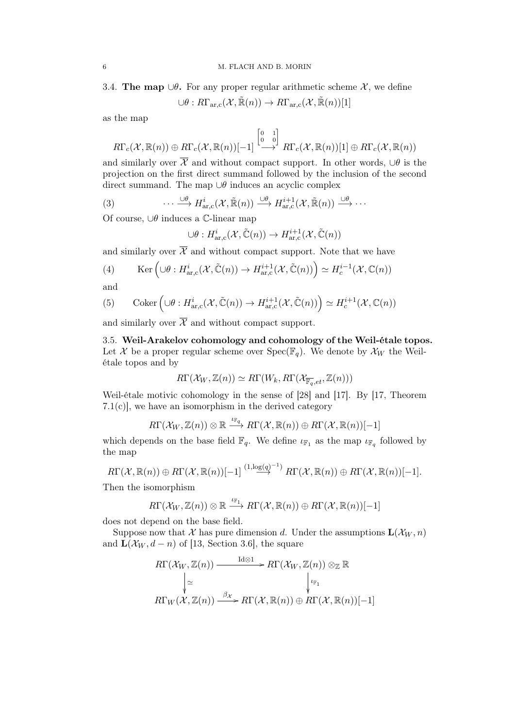3.4. **The map $\cup\theta$.** For any proper regular arithmetic scheme $\mathcal{X}$, we define

$$\cup\theta : R\Gamma_{\mathrm{ar,c}}(\mathcal{X}, \tilde{\mathbb{R}}(n)) \to R\Gamma_{\mathrm{ar,c}}(\mathcal{X}, \tilde{\mathbb{R}}(n))[1]$$

as the map

$$R\Gamma_c(\mathcal{X}, \mathbb{R}(n)) \oplus R\Gamma_c(\mathcal{X}, \mathbb{R}(n))[-1] \xrightarrow{\begin{bmatrix} 0 & 1 \\ 0 & 0 \end{bmatrix}} R\Gamma_c(\mathcal{X}, \mathbb{R}(n))[1] \oplus R\Gamma_c(\mathcal{X}, \mathbb{R}(n))$$

and similarly over $\overline{\mathcal{X}}$ and without compact support. In other words, $\cup\theta$ is the projection on the first direct summand followed by the inclusion of the second direct summand. The map $\cup\theta$ induces an acyclic complex

$$\cdots \xrightarrow{\cup\theta} H^i_{\mathrm{ar,c}}(\mathcal{X}, \tilde{\mathbb{R}}(n)) \xrightarrow{\cup\theta} H^{i+1}_{\mathrm{ar,c}}(\mathcal{X}, \tilde{\mathbb{R}}(n)) \xrightarrow{\cup\theta} \cdots \tag{3}$$

Of course, $\cup\theta$ induces a $\mathbb{C}$-linear map

$$\cup\theta : H^i_{\mathrm{ar,c}}(\mathcal{X}, \tilde{\mathbb{C}}(n)) \to H^{i+1}_{\mathrm{ar,c}}(\mathcal{X}, \tilde{\mathbb{C}}(n))$$

and similarly over $\overline{\mathcal{X}}$ and without compact support. Note that we have

$$\mathrm{Ker}\left(\cup\theta : H^i_{\mathrm{ar,c}}(\mathcal{X}, \tilde{\mathbb{C}}(n)) \to H^{i+1}_{\mathrm{ar,c}}(\mathcal{X}, \tilde{\mathbb{C}}(n))\right) \simeq H^{i-1}_c(\mathcal{X}, \mathbb{C}(n)) \tag{4}$$

and

$$\mathrm{Coker}\left(\cup\theta : H^i_{\mathrm{ar,c}}(\mathcal{X}, \tilde{\mathbb{C}}(n)) \to H^{i+1}_{\mathrm{ar,c}}(\mathcal{X}, \tilde{\mathbb{C}}(n))\right) \simeq H^{i+1}_c(\mathcal{X}, \mathbb{C}(n)) \tag{5}$$

and similarly over $\overline{\mathcal{X}}$ and without compact support.

3.5. **Weil-Arakelov cohomology and cohomology of the Weil-étale topos.** Let $\mathcal{X}$ be a proper regular scheme over $\mathrm{Spec}(\mathbb{F}_q)$. We denote by $\mathcal{X}_W$ the Weil-étale topos and by

$$R\Gamma(\mathcal{X}_W, \mathbb{Z}(n)) \simeq R\Gamma(W_k, R\Gamma(\mathcal{X}_{\overline{\mathbb{F}_q}, et}, \mathbb{Z}(n)))$$

Weil-étale motivic cohomology in the sense of [28] and [17]. By [17, Theorem 7.1(c)], we have an isomorphism in the derived category

$$R\Gamma(\mathcal{X}_W, \mathbb{Z}(n)) \otimes \mathbb{R} \xrightarrow{\iota_{\mathbb{F}_q}} R\Gamma(\mathcal{X}, \mathbb{R}(n)) \oplus R\Gamma(\mathcal{X}, \mathbb{R}(n))[-1]$$

which depends on the base field $\mathbb{F}_q$. We define $\iota_{\mathbb{F}_1}$ as the map $\iota_{\mathbb{F}_q}$ followed by the map

$$R\Gamma(\mathcal{X}, \mathbb{R}(n)) \oplus R\Gamma(\mathcal{X}, \mathbb{R}(n))[-1] \xrightarrow{(1, \log(q)^{-1})} R\Gamma(\mathcal{X}, \mathbb{R}(n)) \oplus R\Gamma(\mathcal{X}, \mathbb{R}(n))[-1].$$

Then the isomorphism

$$R\Gamma(\mathcal{X}_W, \mathbb{Z}(n)) \otimes \mathbb{R} \xrightarrow{\iota_{\mathbb{F}_1}} R\Gamma(\mathcal{X}, \mathbb{R}(n)) \oplus R\Gamma(\mathcal{X}, \mathbb{R}(n))[-1]$$

does not depend on the base field.

Suppose now that $\mathcal{X}$ has pure dimension $d$. Under the assumptions $\mathbf{L}(\mathcal{X}_W, n)$ and $\mathbf{L}(\mathcal{X}_W, d-n)$ of [13, Section 3.6], the square

$$\begin{array}{ccc} R\Gamma(\mathcal{X}_W, \mathbb{Z}(n)) & \xrightarrow{\mathrm{Id}\otimes 1} & R\Gamma(\mathcal{X}_W, \mathbb{Z}(n)) \otimes_{\mathbb{Z}} \mathbb{R} \\ \downarrow \simeq & & \downarrow \iota_{\mathbb{F}_1} \\ R\Gamma_W(\mathcal{X}, \mathbb{Z}(n)) & \xrightarrow{\beta_{\mathcal{X}}} & R\Gamma(\mathcal{X}, \mathbb{R}(n)) \oplus R\Gamma(\mathcal{X}, \mathbb{R}(n))[-1] \end{array}$$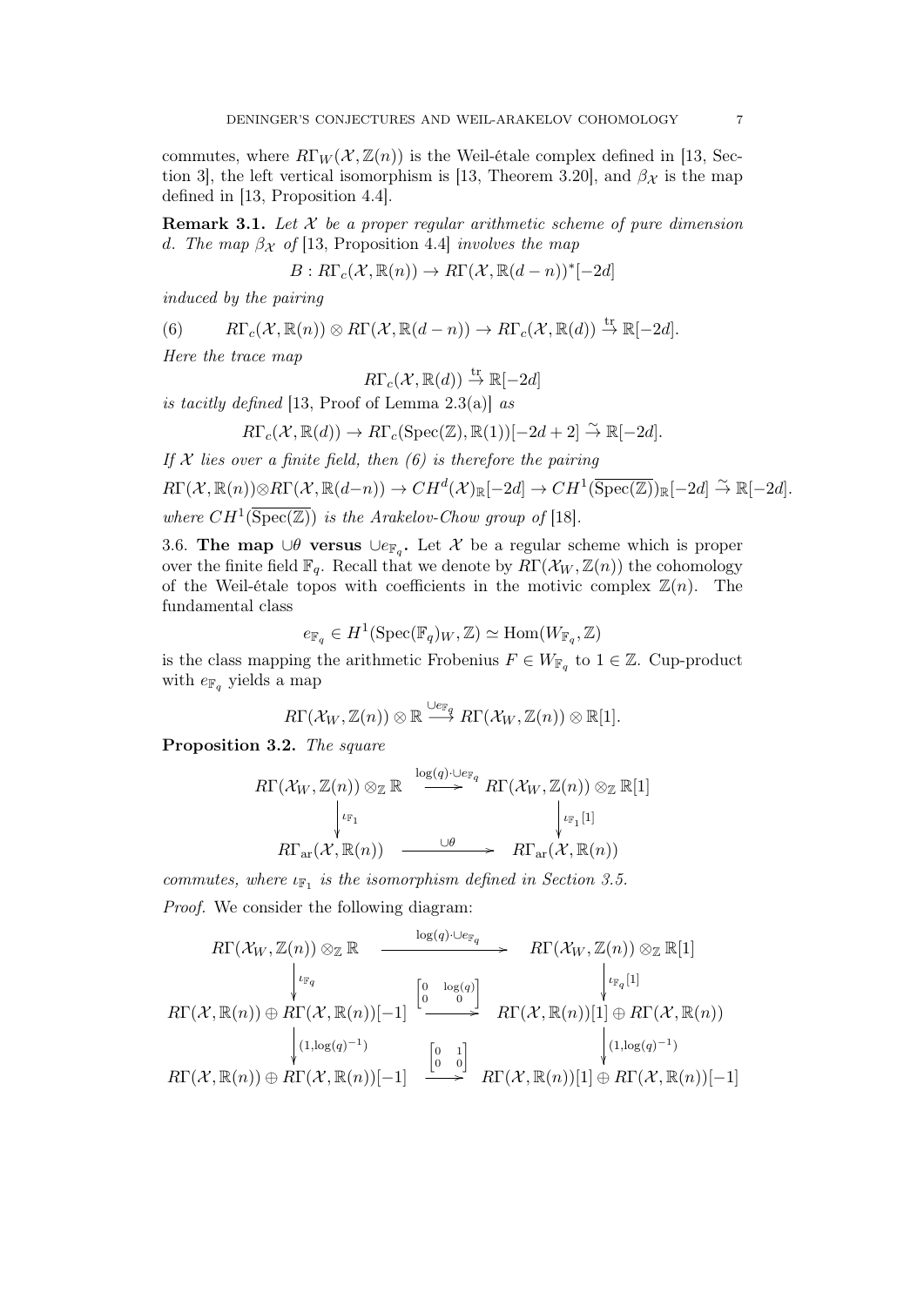commutes, where $R\Gamma_W(\mathcal{X}, \mathbb{Z}(n))$ is the Weil-étale complex defined in [13, Section 3], the left vertical isomorphism is [13, Theorem 3.20], and $\beta_{\mathcal{X}}$ is the map defined in [13, Proposition 4.4].

**Remark 3.1.** *Let $\mathcal{X}$ be a proper regular arithmetic scheme of pure dimension $d$. The map $\beta_{\mathcal{X}}$ of* [13, Proposition 4.4] *involves the map*

$$B : R\Gamma_c(\mathcal{X}, \mathbb{R}(n)) \to R\Gamma(\mathcal{X}, \mathbb{R}(d-n))^*[-2d]$$

*induced by the pairing*

$$R\Gamma_c(\mathcal{X}, \mathbb{R}(n)) \otimes R\Gamma(\mathcal{X}, \mathbb{R}(d-n)) \to R\Gamma_c(\mathcal{X}, \mathbb{R}(d)) \xrightarrow{\text{tr}} \mathbb{R}[-2d]. \tag{6}$$

*Here the trace map*

$$R\Gamma_c(\mathcal{X}, \mathbb{R}(d)) \xrightarrow{\text{tr}} \mathbb{R}[-2d]$$

*is tacitly defined* [13, Proof of Lemma 2.3(a)] *as*

$$R\Gamma_c(\mathcal{X}, \mathbb{R}(d)) \to R\Gamma_c(\mathrm{Spec}(\mathbb{Z}), \mathbb{R}(1))[-2d+2] \xrightarrow{\sim} \mathbb{R}[-2d].$$

*If $\mathcal{X}$ lies over a finite field, then (6) is therefore the pairing*

$$R\Gamma(\mathcal{X}, \mathbb{R}(n)) \otimes R\Gamma(\mathcal{X}, \mathbb{R}(d-n)) \to CH^d(\mathcal{X})_{\mathbb{R}}[-2d] \to CH^1(\overline{\mathrm{Spec}(\mathbb{Z})})_{\mathbb{R}}[-2d] \xrightarrow{\sim} \mathbb{R}[-2d].$$

*where $CH^1(\overline{\mathrm{Spec}(\mathbb{Z})})$ is the Arakelov-Chow group of* [18].

3.6. **The map $\cup\theta$ versus $\cup e_{\mathbb{F}_q}$.** Let $\mathcal{X}$ be a regular scheme which is proper over the finite field $\mathbb{F}_q$. Recall that we denote by $R\Gamma(\mathcal{X}_W, \mathbb{Z}(n))$ the cohomology of the Weil-étale topos with coefficients in the motivic complex $\mathbb{Z}(n)$. The fundamental class

$$e_{\mathbb{F}_q} \in H^1(\mathrm{Spec}(\mathbb{F}_q)_W, \mathbb{Z}) \simeq \mathrm{Hom}(W_{\mathbb{F}_q}, \mathbb{Z})$$

is the class mapping the arithmetic Frobenius $F \in W_{\mathbb{F}_q}$ to $1 \in \mathbb{Z}$. Cup-product with $e_{\mathbb{F}_q}$ yields a map

$$R\Gamma(\mathcal{X}_W, \mathbb{Z}(n)) \otimes \mathbb{R} \xrightarrow{\cup e_{\mathbb{F}_q}} R\Gamma(\mathcal{X}_W, \mathbb{Z}(n)) \otimes \mathbb{R}[1].$$

**Proposition 3.2.** *The square*

$$\begin{array}{ccc}
R\Gamma(\mathcal{X}_W, \mathbb{Z}(n)) \otimes_{\mathbb{Z}} \mathbb{R} & \xrightarrow{\log(q)\cdot \cup e_{\mathbb{F}_q}} & R\Gamma(\mathcal{X}_W, \mathbb{Z}(n)) \otimes_{\mathbb{Z}} \mathbb{R}[1] \\
\Big\downarrow{\scriptstyle \iota_{\mathbb{F}_1}} & & \Big\downarrow{\scriptstyle \iota_{\mathbb{F}_1}[1]} \\
R\Gamma_{\mathrm{ar}}(\mathcal{X}, \mathbb{R}(n)) & \xrightarrow{\cup\theta} & R\Gamma_{\mathrm{ar}}(\mathcal{X}, \mathbb{R}(n))
\end{array}$$

*commutes, where $\iota_{\mathbb{F}_1}$ is the isomorphism defined in Section 3.5.*

*Proof.* We consider the following diagram:

$$\begin{array}{ccc}
R\Gamma(\mathcal{X}_W, \mathbb{Z}(n)) \otimes_{\mathbb{Z}} \mathbb{R} & \xrightarrow{\log(q)\cdot \cup e_{\mathbb{F}_q}} & R\Gamma(\mathcal{X}_W, \mathbb{Z}(n)) \otimes_{\mathbb{Z}} \mathbb{R}[1] \\
\Big\downarrow{\scriptstyle \iota_{\mathbb{F}_q}} & & \Big\downarrow{\scriptstyle \iota_{\mathbb{F}_q}[1]} \\
R\Gamma(\mathcal{X}, \mathbb{R}(n)) \oplus R\Gamma(\mathcal{X}, \mathbb{R}(n))[-1] & \xrightarrow{\begin{bmatrix} 0 & \log(q) \\ 0 & 0 \end{bmatrix}} & R\Gamma(\mathcal{X}, \mathbb{R}(n))[1] \oplus R\Gamma(\mathcal{X}, \mathbb{R}(n)) \\
\Big\downarrow{\scriptstyle (1, \log(q)^{-1})} & & \Big\downarrow{\scriptstyle (1, \log(q)^{-1})} \\
R\Gamma(\mathcal{X}, \mathbb{R}(n)) \oplus R\Gamma(\mathcal{X}, \mathbb{R}(n))[-1] & \xrightarrow{\begin{bmatrix} 0 & 1 \\ 0 & 0 \end{bmatrix}} & R\Gamma(\mathcal{X}, \mathbb{R}(n))[1] \oplus R\Gamma(\mathcal{X}, \mathbb{R}(n))[-1]
\end{array}$$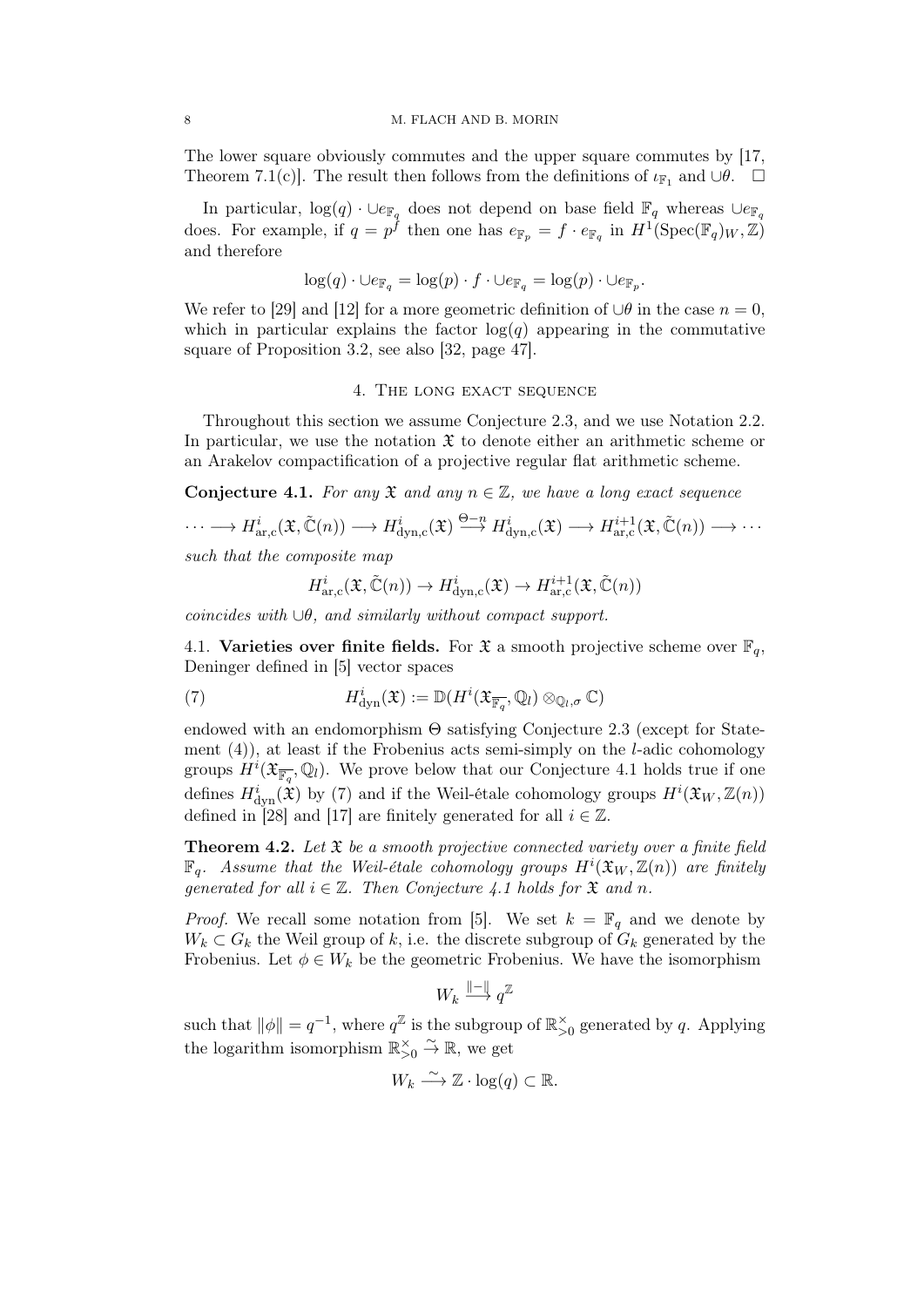The lower square obviously commutes and the upper square commutes by [17, Theorem 7.1(c)]. The result then follows from the definitions of $\iota_{\mathbb{F}_1}$ and $\cup\theta$. $\square$

In particular, $\log(q)\cdot \cup e_{\mathbb{F}_q}$ does not depend on base field $\mathbb{F}_q$ whereas $\cup e_{\mathbb{F}_q}$ does. For example, if $q=p^f$ then one has $e_{\mathbb{F}_p} = f\cdot e_{\mathbb{F}_q}$ in $H^1(\mathrm{Spec}(\mathbb{F}_q)_W,\mathbb{Z})$ and therefore

$$\log(q)\cdot \cup e_{\mathbb{F}_q} = \log(p)\cdot f \cdot \cup e_{\mathbb{F}_q} = \log(p)\cdot \cup e_{\mathbb{F}_p}.$$

We refer to [29] and [12] for a more geometric definition of $\cup\theta$ in the case $n=0$, which in particular explains the factor $\log(q)$ appearing in the commutative square of Proposition 3.2, see also [32, page 47].

## 4. The long exact sequence

Throughout this section we assume Conjecture 2.3, and we use Notation 2.2. In particular, we use the notation $\mathfrak{X}$ to denote either an arithmetic scheme or an Arakelov compactification of a projective regular flat arithmetic scheme.

**Conjecture 4.1.** *For any $\mathfrak{X}$ and any $n\in\mathbb{Z}$, we have a long exact sequence*

$$\cdots \longrightarrow H^i_{\mathrm{ar,c}}(\mathfrak{X},\tilde{\mathbb{C}}(n)) \longrightarrow H^i_{\mathrm{dyn,c}}(\mathfrak{X}) \xrightarrow{\Theta-n} H^i_{\mathrm{dyn,c}}(\mathfrak{X}) \longrightarrow H^{i+1}_{\mathrm{ar,c}}(\mathfrak{X},\tilde{\mathbb{C}}(n)) \longrightarrow \cdots$$

*such that the composite map*

$$H^i_{\mathrm{ar,c}}(\mathfrak{X},\tilde{\mathbb{C}}(n)) \to H^i_{\mathrm{dyn,c}}(\mathfrak{X}) \to H^{i+1}_{\mathrm{ar,c}}(\mathfrak{X},\tilde{\mathbb{C}}(n))$$

*coincides with $\cup\theta$, and similarly without compact support.*

4.1. **Varieties over finite fields.** For $\mathfrak{X}$ a smooth projective scheme over $\mathbb{F}_q$, Deninger defined in [5] vector spaces

$$H^i_{\mathrm{dyn}}(\mathfrak{X}) := \mathbb{D}(H^i(\mathfrak{X}_{\overline{\mathbb{F}_q}},\mathbb{Q}_l)\otimes_{\mathbb{Q}_l,\sigma}\mathbb{C}) \tag{7}$$

endowed with an endomorphism $\Theta$ satisfying Conjecture 2.3 (except for Statement (4)), at least if the Frobenius acts semi-simply on the $l$-adic cohomology groups $H^i(\mathfrak{X}_{\overline{\mathbb{F}_q}},\mathbb{Q}_l)$. We prove below that our Conjecture 4.1 holds true if one defines $H^i_{\mathrm{dyn}}(\mathfrak{X})$ by (7) and if the Weil-étale cohomology groups $H^i(\mathfrak{X}_W,\mathbb{Z}(n))$ defined in [28] and [17] are finitely generated for all $i\in\mathbb{Z}$.

**Theorem 4.2.** *Let $\mathfrak{X}$ be a smooth projective connected variety over a finite field $\mathbb{F}_q$. Assume that the Weil-étale cohomology groups $H^i(\mathfrak{X}_W,\mathbb{Z}(n))$ are finitely generated for all $i\in\mathbb{Z}$. Then Conjecture 4.1 holds for $\mathfrak{X}$ and $n$.*

*Proof.* We recall some notation from [5]. We set $k=\mathbb{F}_q$ and we denote by $W_k\subset G_k$ the Weil group of $k$, i.e. the discrete subgroup of $G_k$ generated by the Frobenius. Let $\phi\in W_k$ be the geometric Frobenius. We have the isomorphism

$$W_k \xrightarrow{\|-\|} q^{\mathbb{Z}}$$

such that $\|\phi\| = q^{-1}$, where $q^{\mathbb{Z}}$ is the subgroup of $\mathbb{R}^\times_{>0}$ generated by $q$. Applying the logarithm isomorphism $\mathbb{R}^\times_{>0}\xrightarrow{\sim}\mathbb{R}$, we get

$$W_k \xrightarrow{\sim} \mathbb{Z}\cdot\log(q)\subset\mathbb{R}.$$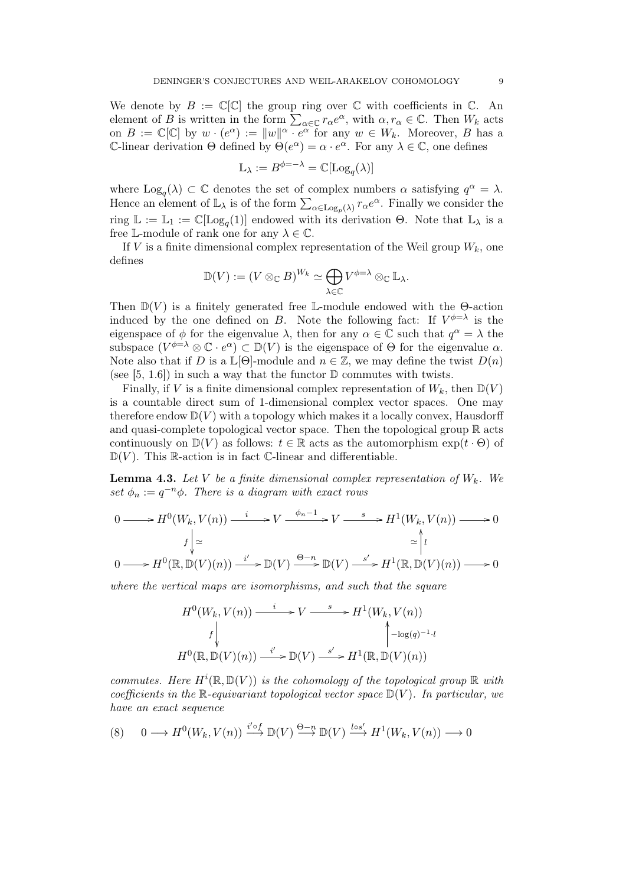We denote by $B := \mathbb{C}[\mathbb{C}]$ the group ring over $\mathbb{C}$ with coefficients in $\mathbb{C}$. An element of $B$ is written in the form $\sum_{\alpha\in\mathbb{C}} r_\alpha e^\alpha$, with $\alpha, r_\alpha \in \mathbb{C}$. Then $W_k$ acts on $B := \mathbb{C}[\mathbb{C}]$ by $w \cdot (e^\alpha) := \|w\|^\alpha \cdot e^\alpha$ for any $w \in W_k$. Moreover, $B$ has a $\mathbb{C}$-linear derivation $\Theta$ defined by $\Theta(e^\alpha) = \alpha \cdot e^\alpha$. For any $\lambda \in \mathbb{C}$, one defines

$$\mathbb{L}_\lambda := B^{\phi=-\lambda} = \mathbb{C}[\mathrm{Log}_q(\lambda)]$$

where $\mathrm{Log}_q(\lambda) \subset \mathbb{C}$ denotes the set of complex numbers $\alpha$ satisfying $q^\alpha = \lambda$. Hence an element of $\mathbb{L}_\lambda$ is of the form $\sum_{\alpha\in\mathrm{Log}_p(\lambda)} r_\alpha e^\alpha$. Finally we consider the ring $\mathbb{L} := \mathbb{L}_1 := \mathbb{C}[\mathrm{Log}_q(1)]$ endowed with its derivation $\Theta$. Note that $\mathbb{L}_\lambda$ is a free $\mathbb{L}$-module of rank one for any $\lambda \in \mathbb{C}$.

If $V$ is a finite dimensional complex representation of the Weil group $W_k$, one defines

$$\mathbb{D}(V) := (V \otimes_{\mathbb{C}} B)^{W_k} \simeq \bigoplus_{\lambda\in\mathbb{C}} V^{\phi=\lambda} \otimes_{\mathbb{C}} \mathbb{L}_\lambda.$$

Then $\mathbb{D}(V)$ is a finitely generated free $\mathbb{L}$-module endowed with the $\Theta$-action induced by the one defined on $B$. Note the following fact: If $V^{\phi=\lambda}$ is the eigenspace of $\phi$ for the eigenvalue $\lambda$, then for any $\alpha \in \mathbb{C}$ such that $q^\alpha = \lambda$ the subspace $(V^{\phi=\lambda} \otimes \mathbb{C} \cdot e^\alpha) \subset \mathbb{D}(V)$ is the eigenspace of $\Theta$ for the eigenvalue $\alpha$. Note also that if $D$ is a $\mathbb{L}[\Theta]$-module and $n \in \mathbb{Z}$, we may define the twist $D(n)$ (see [5, 1.6]) in such a way that the functor $\mathbb{D}$ commutes with twists.

Finally, if $V$ is a finite dimensional complex representation of $W_k$, then $\mathbb{D}(V)$ is a countable direct sum of 1-dimensional complex vector spaces. One may therefore endow $\mathbb{D}(V)$ with a topology which makes it a locally convex, Hausdorff and quasi-complete topological vector space. Then the topological group $\mathbb{R}$ acts continuously on $\mathbb{D}(V)$ as follows: $t \in \mathbb{R}$ acts as the automorphism $\exp(t \cdot \Theta)$ of $\mathbb{D}(V)$. This $\mathbb{R}$-action is in fact $\mathbb{C}$-linear and differentiable.

**Lemma 4.3.** *Let $V$ be a finite dimensional complex representation of $W_k$. We set $\phi_n := q^{-n}\phi$. There is a diagram with exact rows*

$$\begin{array}{ccccccccc}
0 \longrightarrow & H^0(W_k, V(n)) & \xrightarrow{\ i\ } & V & \xrightarrow{\ \phi_n - 1\ } & V & \xrightarrow{\ s\ } & H^1(W_k, V(n)) & \longrightarrow 0 \\
& f \big\downarrow \simeq & & & & & & \simeq \big\uparrow l & \\
0 \longrightarrow & H^0(\mathbb{R}, \mathbb{D}(V)(n)) & \xrightarrow{\ i'\ } & \mathbb{D}(V) & \xrightarrow{\ \Theta - n\ } & \mathbb{D}(V) & \xrightarrow{\ s'\ } & H^1(\mathbb{R}, \mathbb{D}(V)(n)) & \longrightarrow 0
\end{array}$$

*where the vertical maps are isomorphisms, and such that the square*

$$\begin{array}{ccccc}
H^0(W_k, V(n)) & \xrightarrow{\ i\ } & V & \xrightarrow{\ s\ } & H^1(W_k, V(n)) \\
f \big\downarrow & & & & \big\uparrow -\log(q)^{-1} \cdot l \\
H^0(\mathbb{R}, \mathbb{D}(V)(n)) & \xrightarrow{\ i'\ } & \mathbb{D}(V) & \xrightarrow{\ s'\ } & H^1(\mathbb{R}, \mathbb{D}(V)(n))
\end{array}$$

*commutes. Here $H^i(\mathbb{R}, \mathbb{D}(V))$ is the cohomology of the topological group $\mathbb{R}$ with coefficients in the $\mathbb{R}$-equivariant topological vector space $\mathbb{D}(V)$. In particular, we have an exact sequence*

$$0 \longrightarrow H^0(W_k, V(n)) \xrightarrow{i' \circ f} \mathbb{D}(V) \xrightarrow{\Theta - n} \mathbb{D}(V) \xrightarrow{l \circ s'} H^1(W_k, V(n)) \longrightarrow 0 \tag{8}$$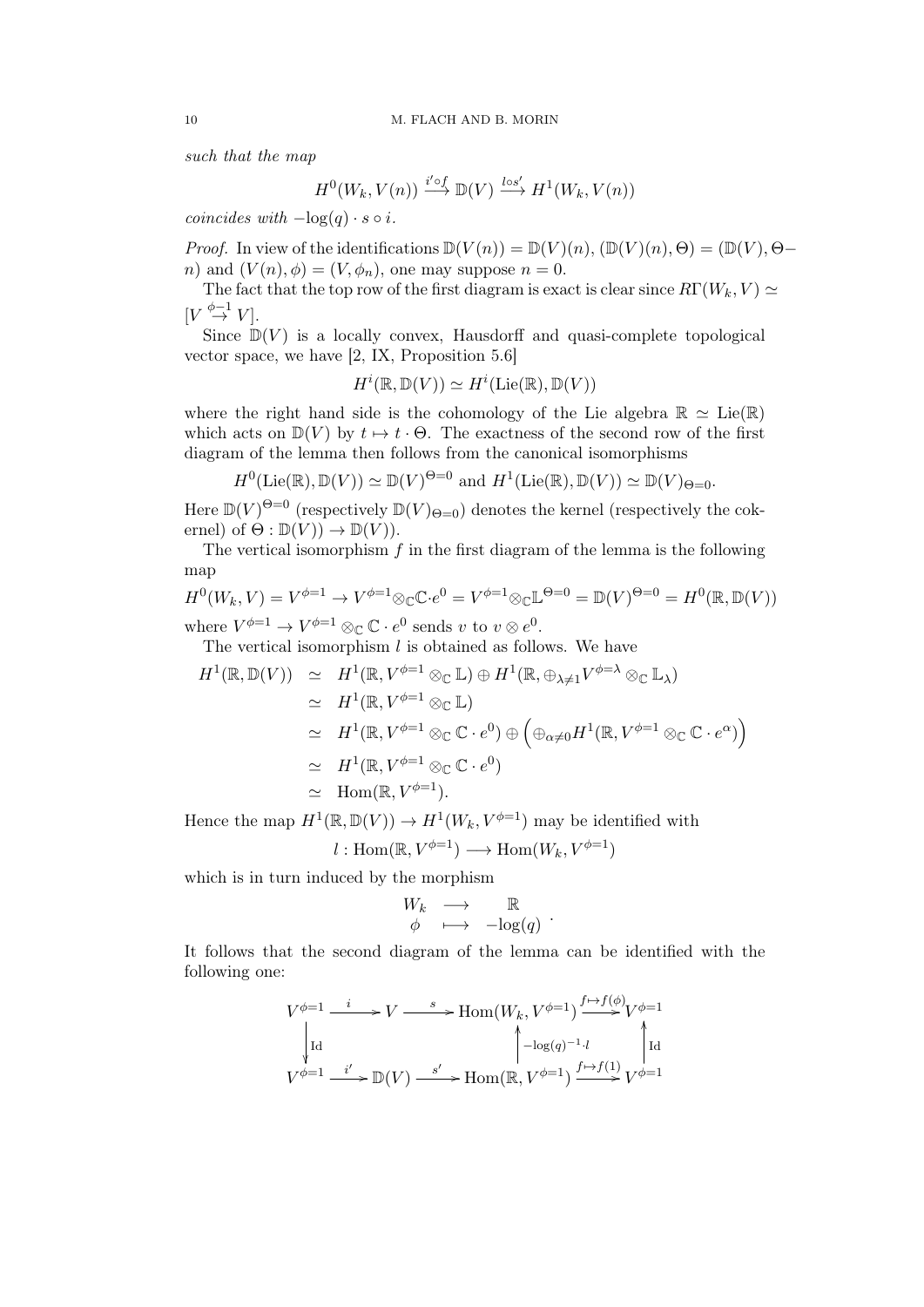*such that the map*

$$H^0(W_k, V(n)) \xrightarrow{i' \circ f} \mathbb{D}(V) \xrightarrow{l \circ s'} H^1(W_k, V(n))$$

*coincides with* $-\log(q) \cdot s \circ i$.

*Proof.* In view of the identifications $\mathbb{D}(V(n)) = \mathbb{D}(V)(n)$, $(\mathbb{D}(V)(n), \Theta) = (\mathbb{D}(V), \Theta - n)$ and $(V(n), \phi) = (V, \phi_n)$, one may suppose $n = 0$.

The fact that the top row of the first diagram is exact is clear since $R\Gamma(W_k, V) \simeq [V \stackrel{\phi - 1}{\to} V]$.

Since $\mathbb{D}(V)$ is a locally convex, Hausdorff and quasi-complete topological vector space, we have [2, IX, Proposition 5.6]

$$H^i(\mathbb{R}, \mathbb{D}(V)) \simeq H^i(\mathrm{Lie}(\mathbb{R}), \mathbb{D}(V))$$

where the right hand side is the cohomology of the Lie algebra $\mathbb{R} \simeq \mathrm{Lie}(\mathbb{R})$ which acts on $\mathbb{D}(V)$ by $t \mapsto t \cdot \Theta$. The exactness of the second row of the first diagram of the lemma then follows from the canonical isomorphisms

$$H^0(\mathrm{Lie}(\mathbb{R}), \mathbb{D}(V)) \simeq \mathbb{D}(V)^{\Theta = 0} \text{ and } H^1(\mathrm{Lie}(\mathbb{R}), \mathbb{D}(V)) \simeq \mathbb{D}(V)_{\Theta = 0}.$$

Here $\mathbb{D}(V)^{\Theta=0}$ (respectively $\mathbb{D}(V)_{\Theta=0}$) denotes the kernel (respectively the cokernel) of $\Theta : \mathbb{D}(V)) \to \mathbb{D}(V)$).

The vertical isomorphism $f$ in the first diagram of the lemma is the following map

$$H^0(W_k, V) = V^{\phi=1} \to V^{\phi=1} \otimes_{\mathbb{C}} \mathbb{C} \cdot e^0 = V^{\phi=1} \otimes_{\mathbb{C}} \mathbb{L}^{\Theta=0} = \mathbb{D}(V)^{\Theta=0} = H^0(\mathbb{R}, \mathbb{D}(V))$$

where $V^{\phi=1} \to V^{\phi=1} \otimes_{\mathbb{C}} \mathbb{C} \cdot e^0$ sends $v$ to $v \otimes e^0$.

The vertical isomorphism $l$ is obtained as follows. We have

$$\begin{aligned}
H^1(\mathbb{R}, \mathbb{D}(V)) &\simeq H^1(\mathbb{R}, V^{\phi=1} \otimes_{\mathbb{C}} \mathbb{L}) \oplus H^1(\mathbb{R}, \oplus_{\lambda \neq 1} V^{\phi=\lambda} \otimes_{\mathbb{C}} \mathbb{L}_\lambda) \\
&\simeq H^1(\mathbb{R}, V^{\phi=1} \otimes_{\mathbb{C}} \mathbb{L}) \\
&\simeq H^1(\mathbb{R}, V^{\phi=1} \otimes_{\mathbb{C}} \mathbb{C} \cdot e^0) \oplus \left( \oplus_{\alpha \neq 0} H^1(\mathbb{R}, V^{\phi=1} \otimes_{\mathbb{C}} \mathbb{C} \cdot e^\alpha) \right) \\
&\simeq H^1(\mathbb{R}, V^{\phi=1} \otimes_{\mathbb{C}} \mathbb{C} \cdot e^0) \\
&\simeq \mathrm{Hom}(\mathbb{R}, V^{\phi=1}).
\end{aligned}$$

Hence the map $H^1(\mathbb{R}, \mathbb{D}(V)) \to H^1(W_k, V^{\phi=1})$ may be identified with

$$l : \mathrm{Hom}(\mathbb{R}, V^{\phi=1}) \longrightarrow \mathrm{Hom}(W_k, V^{\phi=1})$$

which is in turn induced by the morphism

$$\begin{array}{ccc} W_k & \longrightarrow & \mathbb{R} \\ \phi & \longmapsto & -\log(q) \end{array}.$$

It follows that the second diagram of the lemma can be identified with the following one:

$$\begin{array}{ccccccc}
V^{\phi=1} & \xrightarrow{i} & V & \xrightarrow{s} & \mathrm{Hom}(W_k, V^{\phi=1}) & \xrightarrow{f \mapsto f(\phi)} & V^{\phi=1} \\
\downarrow \mathrm{Id} & & & & \uparrow -\log(q)^{-1} \cdot l & & \uparrow \mathrm{Id} \\
V^{\phi=1} & \xrightarrow{i'} & \mathbb{D}(V) & \xrightarrow{s'} & \mathrm{Hom}(\mathbb{R}, V^{\phi=1}) & \xrightarrow{f \mapsto f(1)} & V^{\phi=1}
\end{array}$$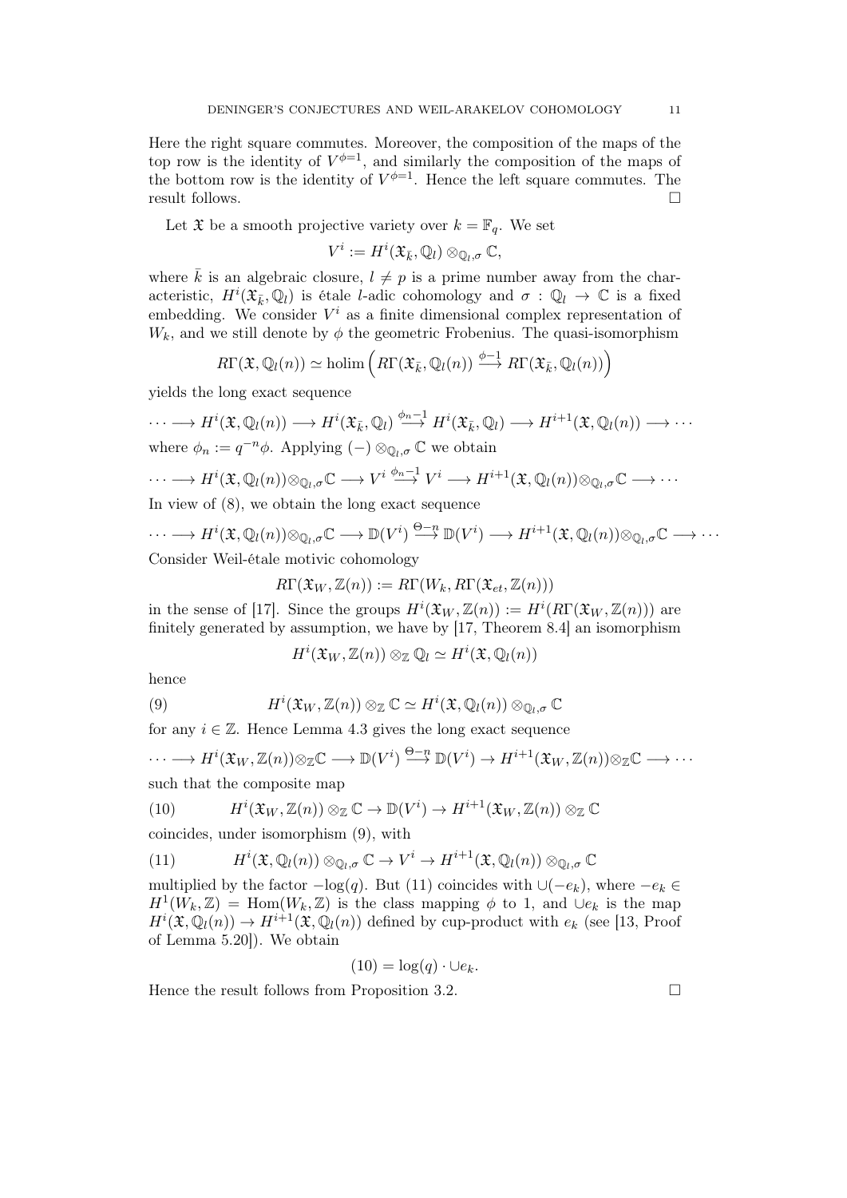Here the right square commutes. Moreover, the composition of the maps of the top row is the identity of $V^{\phi=1}$, and similarly the composition of the maps of the bottom row is the identity of $V^{\phi=1}$. Hence the left square commutes. The result follows. □

Let $\mathfrak{X}$ be a smooth projective variety over $k = \mathbb{F}_q$. We set

$$V^i := H^i(\mathfrak{X}_{\bar{k}}, \mathbb{Q}_l) \otimes_{\mathbb{Q}_l,\sigma} \mathbb{C},$$

where $\bar{k}$ is an algebraic closure, $l \neq p$ is a prime number away from the characteristic, $H^i(\mathfrak{X}_{\bar{k}}, \mathbb{Q}_l)$ is étale $l$-adic cohomology and $\sigma : \mathbb{Q}_l \to \mathbb{C}$ is a fixed embedding. We consider $V^i$ as a finite dimensional complex representation of $W_k$, and we still denote by $\phi$ the geometric Frobenius. The quasi-isomorphism

$$R\Gamma(\mathfrak{X}, \mathbb{Q}_l(n)) \simeq \mathrm{holim}\left(R\Gamma(\mathfrak{X}_{\bar{k}}, \mathbb{Q}_l(n)) \xrightarrow{\phi-1} R\Gamma(\mathfrak{X}_{\bar{k}}, \mathbb{Q}_l(n))\right)$$

yields the long exact sequence

$$\cdots \longrightarrow H^i(\mathfrak{X}, \mathbb{Q}_l(n)) \longrightarrow H^i(\mathfrak{X}_{\bar{k}}, \mathbb{Q}_l) \xrightarrow{\phi_n - 1} H^i(\mathfrak{X}_{\bar{k}}, \mathbb{Q}_l) \longrightarrow H^{i+1}(\mathfrak{X}, \mathbb{Q}_l(n)) \longrightarrow \cdots$$

where $\phi_n := q^{-n}\phi$. Applying $(-) \otimes_{\mathbb{Q}_l,\sigma} \mathbb{C}$ we obtain

$$\cdots \longrightarrow H^i(\mathfrak{X}, \mathbb{Q}_l(n)) \otimes_{\mathbb{Q}_l,\sigma} \mathbb{C} \longrightarrow V^i \xrightarrow{\phi_n - 1} V^i \longrightarrow H^{i+1}(\mathfrak{X}, \mathbb{Q}_l(n)) \otimes_{\mathbb{Q}_l,\sigma} \mathbb{C} \longrightarrow \cdots$$

In view of (8), we obtain the long exact sequence

$$\cdots \longrightarrow H^i(\mathfrak{X}, \mathbb{Q}_l(n)) \otimes_{\mathbb{Q}_l,\sigma} \mathbb{C} \longrightarrow \mathbb{D}(V^i) \xrightarrow{\Theta - n} \mathbb{D}(V^i) \longrightarrow H^{i+1}(\mathfrak{X}, \mathbb{Q}_l(n)) \otimes_{\mathbb{Q}_l,\sigma} \mathbb{C} \longrightarrow \cdots$$

Consider Weil-étale motivic cohomology

$$R\Gamma(\mathfrak{X}_W, \mathbb{Z}(n)) := R\Gamma(W_k, R\Gamma(\mathfrak{X}_{et}, \mathbb{Z}(n)))$$

in the sense of [17]. Since the groups $H^i(\mathfrak{X}_W, \mathbb{Z}(n)) := H^i(R\Gamma(\mathfrak{X}_W, \mathbb{Z}(n)))$ are finitely generated by assumption, we have by [17, Theorem 8.4] an isomorphism

$$H^i(\mathfrak{X}_W, \mathbb{Z}(n)) \otimes_{\mathbb{Z}} \mathbb{Q}_l \simeq H^i(\mathfrak{X}, \mathbb{Q}_l(n))$$

hence

$$H^i(\mathfrak{X}_W, \mathbb{Z}(n)) \otimes_{\mathbb{Z}} \mathbb{C} \simeq H^i(\mathfrak{X}, \mathbb{Q}_l(n)) \otimes_{\mathbb{Q}_l,\sigma} \mathbb{C} \tag{9}$$

for any $i \in \mathbb{Z}$. Hence Lemma 4.3 gives the long exact sequence

$$\cdots \longrightarrow H^i(\mathfrak{X}_W, \mathbb{Z}(n)) \otimes_{\mathbb{Z}} \mathbb{C} \longrightarrow \mathbb{D}(V^i) \xrightarrow{\Theta - n} \mathbb{D}(V^i) \to H^{i+1}(\mathfrak{X}_W, \mathbb{Z}(n)) \otimes_{\mathbb{Z}} \mathbb{C} \longrightarrow \cdots$$

such that the composite map

$$H^i(\mathfrak{X}_W, \mathbb{Z}(n)) \otimes_{\mathbb{Z}} \mathbb{C} \to \mathbb{D}(V^i) \to H^{i+1}(\mathfrak{X}_W, \mathbb{Z}(n)) \otimes_{\mathbb{Z}} \mathbb{C} \tag{10}$$

coincides, under isomorphism (9), with

$$H^i(\mathfrak{X}, \mathbb{Q}_l(n)) \otimes_{\mathbb{Q}_l,\sigma} \mathbb{C} \to V^i \to H^{i+1}(\mathfrak{X}, \mathbb{Q}_l(n)) \otimes_{\mathbb{Q}_l,\sigma} \mathbb{C} \tag{11}$$

multiplied by the factor $-\log(q)$. But (11) coincides with $\cup(-e_k)$, where $-e_k \in H^1(W_k, \mathbb{Z}) = \mathrm{Hom}(W_k, \mathbb{Z})$ is the class mapping $\phi$ to 1, and $\cup e_k$ is the map $H^i(\mathfrak{X}, \mathbb{Q}_l(n)) \to H^{i+1}(\mathfrak{X}, \mathbb{Q}_l(n))$ defined by cup-product with $e_k$ (see [13, Proof of Lemma 5.20]). We obtain

$$(10) = \log(q) \cdot \cup e_k.$$

Hence the result follows from Proposition 3.2. □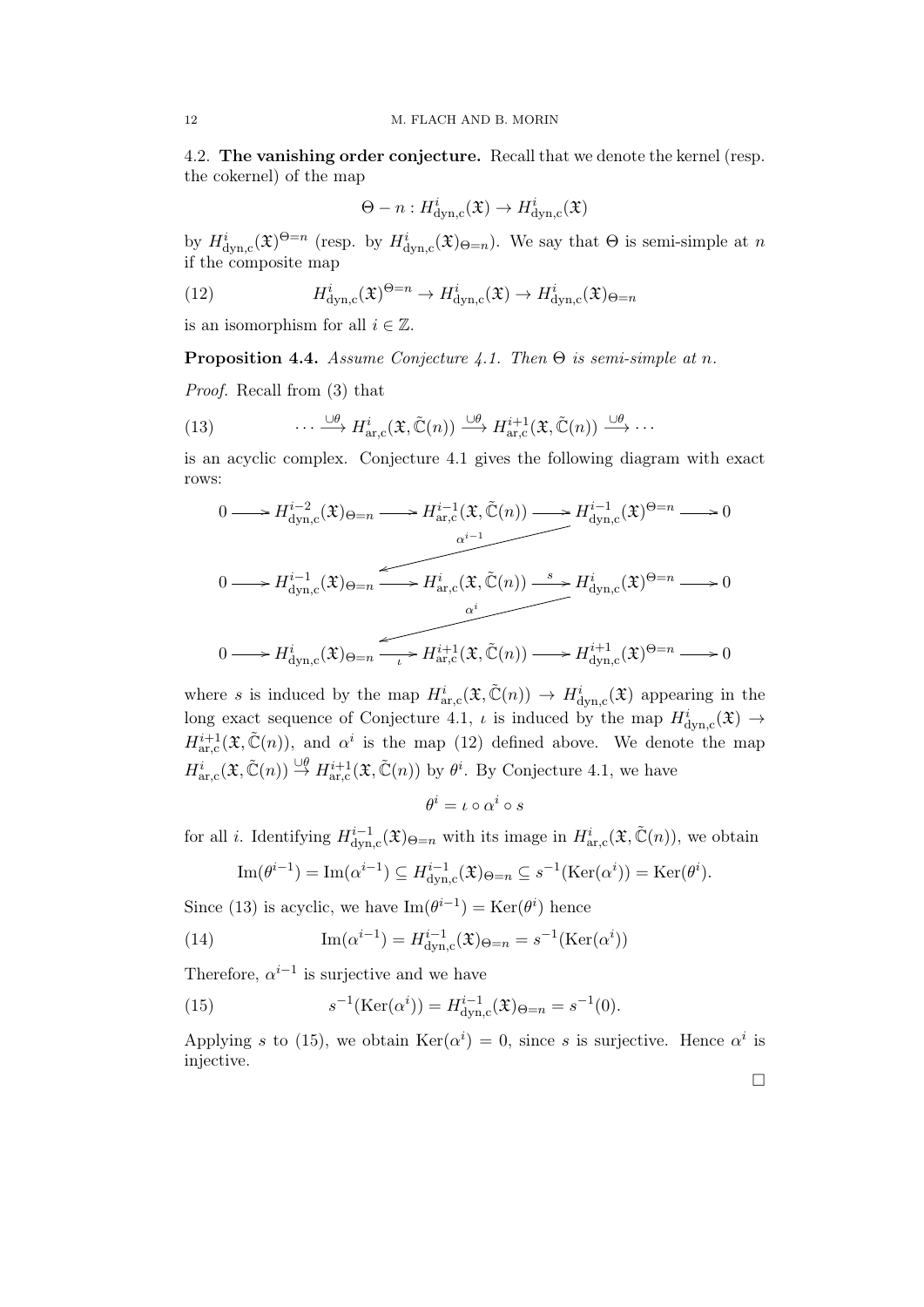### 4.2. The vanishing order conjecture.

Recall that we denote the kernel (resp. the cokernel) of the map

$$\Theta - n : H^i_{\mathrm{dyn,c}}(\mathfrak{X}) \to H^i_{\mathrm{dyn,c}}(\mathfrak{X})$$

by $H^i_{\mathrm{dyn,c}}(\mathfrak{X})^{\Theta=n}$ (resp. by $H^i_{\mathrm{dyn,c}}(\mathfrak{X})_{\Theta=n}$). We say that $\Theta$ is semi-simple at $n$ if the composite map

$$H^i_{\mathrm{dyn,c}}(\mathfrak{X})^{\Theta=n} \to H^i_{\mathrm{dyn,c}}(\mathfrak{X}) \to H^i_{\mathrm{dyn,c}}(\mathfrak{X})_{\Theta=n} \tag{12}$$

is an isomorphism for all $i \in \mathbb{Z}$.

**Proposition 4.4.** *Assume Conjecture 4.1. Then $\Theta$ is semi-simple at $n$.*

*Proof.* Recall from (3) that

$$\cdots \xrightarrow{\cup\theta} H^i_{\mathrm{ar,c}}(\mathfrak{X}, \tilde{\mathbb{C}}(n)) \xrightarrow{\cup\theta} H^{i+1}_{\mathrm{ar,c}}(\mathfrak{X}, \tilde{\mathbb{C}}(n)) \xrightarrow{\cup\theta} \cdots \tag{13}$$

is an acyclic complex. Conjecture 4.1 gives the following diagram with exact rows:

$$\begin{array}{ccccccccc}
0 & \to & H^{i-2}_{\mathrm{dyn,c}}(\mathfrak{X})_{\Theta=n} & \to & H^{i-1}_{\mathrm{ar,c}}(\mathfrak{X}, \tilde{\mathbb{C}}(n)) & \to & H^{i-1}_{\mathrm{dyn,c}}(\mathfrak{X})^{\Theta=n} & \to & 0 \\
 & & & \swarrow^{\alpha^{i-1}} & & & & & \\
0 & \to & H^{i-1}_{\mathrm{dyn,c}}(\mathfrak{X})_{\Theta=n} & \to & H^{i}_{\mathrm{ar,c}}(\mathfrak{X}, \tilde{\mathbb{C}}(n)) & \xrightarrow{s} & H^{i}_{\mathrm{dyn,c}}(\mathfrak{X})^{\Theta=n} & \to & 0 \\
 & & & \swarrow^{\alpha^{i}} & & & & & \\
0 & \to & H^{i}_{\mathrm{dyn,c}}(\mathfrak{X})_{\Theta=n} & \xrightarrow{\iota} & H^{i+1}_{\mathrm{ar,c}}(\mathfrak{X}, \tilde{\mathbb{C}}(n)) & \to & H^{i+1}_{\mathrm{dyn,c}}(\mathfrak{X})^{\Theta=n} & \to & 0
\end{array}$$

where $s$ is induced by the map $H^i_{\mathrm{ar,c}}(\mathfrak{X}, \tilde{\mathbb{C}}(n)) \to H^i_{\mathrm{dyn,c}}(\mathfrak{X})$ appearing in the long exact sequence of Conjecture 4.1, $\iota$ is induced by the map $H^i_{\mathrm{dyn,c}}(\mathfrak{X}) \to H^{i+1}_{\mathrm{ar,c}}(\mathfrak{X}, \tilde{\mathbb{C}}(n))$, and $\alpha^i$ is the map (12) defined above. We denote the map $H^i_{\mathrm{ar,c}}(\mathfrak{X}, \tilde{\mathbb{C}}(n)) \xrightarrow{\cup\theta} H^{i+1}_{\mathrm{ar,c}}(\mathfrak{X}, \tilde{\mathbb{C}}(n))$ by $\theta^i$. By Conjecture 4.1, we have

$$\theta^i = \iota \circ \alpha^i \circ s$$

for all $i$. Identifying $H^{i-1}_{\mathrm{dyn,c}}(\mathfrak{X})_{\Theta=n}$ with its image in $H^i_{\mathrm{ar,c}}(\mathfrak{X}, \tilde{\mathbb{C}}(n))$, we obtain

$$\mathrm{Im}(\theta^{i-1}) = \mathrm{Im}(\alpha^{i-1}) \subseteq H^{i-1}_{\mathrm{dyn,c}}(\mathfrak{X})_{\Theta=n} \subseteq s^{-1}(\mathrm{Ker}(\alpha^i)) = \mathrm{Ker}(\theta^i).$$

Since (13) is acyclic, we have $\mathrm{Im}(\theta^{i-1}) = \mathrm{Ker}(\theta^i)$ hence

$$\mathrm{Im}(\alpha^{i-1}) = H^{i-1}_{\mathrm{dyn,c}}(\mathfrak{X})_{\Theta=n} = s^{-1}(\mathrm{Ker}(\alpha^i)) \tag{14}$$

Therefore, $\alpha^{i-1}$ is surjective and we have

$$s^{-1}(\mathrm{Ker}(\alpha^i)) = H^{i-1}_{\mathrm{dyn,c}}(\mathfrak{X})_{\Theta=n} = s^{-1}(0). \tag{15}$$

Applying $s$ to (15), we obtain $\mathrm{Ker}(\alpha^i) = 0$, since $s$ is surjective. Hence $\alpha^i$ is injective.

□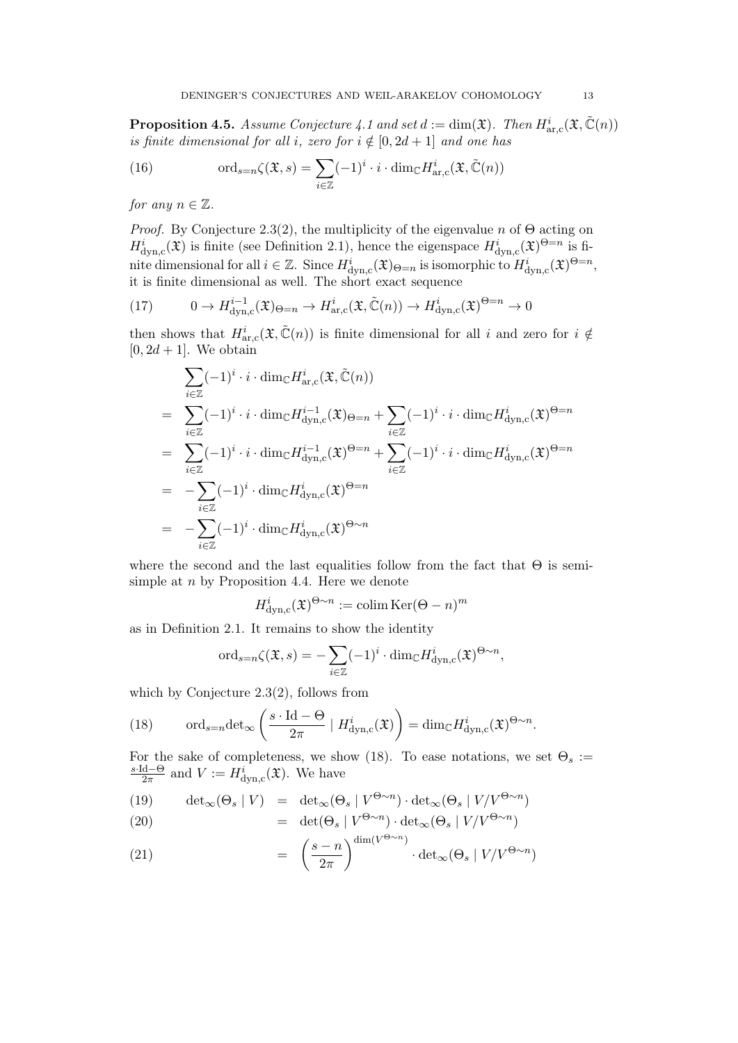**Proposition 4.5.** *Assume Conjecture 4.1 and set $d := \dim(\mathfrak{X})$. Then $H^i_{\mathrm{ar,c}}(\mathfrak{X}, \tilde{\mathbb{C}}(n))$ is finite dimensional for all $i$, zero for $i \notin [0, 2d+1]$ and one has*

$$\operatorname{ord}_{s=n}\zeta(\mathfrak{X}, s) = \sum_{i\in\mathbb{Z}} (-1)^i \cdot i \cdot \dim_{\mathbb{C}} H^i_{\mathrm{ar,c}}(\mathfrak{X}, \tilde{\mathbb{C}}(n)) \tag{16}$$

*for any $n \in \mathbb{Z}$.*

*Proof.* By Conjecture 2.3(2), the multiplicity of the eigenvalue $n$ of $\Theta$ acting on $H^i_{\mathrm{dyn,c}}(\mathfrak{X})$ is finite (see Definition 2.1), hence the eigenspace $H^i_{\mathrm{dyn,c}}(\mathfrak{X})^{\Theta=n}$ is finite dimensional for all $i \in \mathbb{Z}$. Since $H^i_{\mathrm{dyn,c}}(\mathfrak{X})_{\Theta=n}$ is isomorphic to $H^i_{\mathrm{dyn,c}}(\mathfrak{X})^{\Theta=n}$, it is finite dimensional as well. The short exact sequence

$$0 \to H^{i-1}_{\mathrm{dyn,c}}(\mathfrak{X})_{\Theta=n} \to H^i_{\mathrm{ar,c}}(\mathfrak{X}, \tilde{\mathbb{C}}(n)) \to H^i_{\mathrm{dyn,c}}(\mathfrak{X})^{\Theta=n} \to 0 \tag{17}$$

then shows that $H^i_{\mathrm{ar,c}}(\mathfrak{X}, \tilde{\mathbb{C}}(n))$ is finite dimensional for all $i$ and zero for $i \notin [0, 2d+1]$. We obtain

$$\begin{aligned}
& \sum_{i\in\mathbb{Z}} (-1)^i \cdot i \cdot \dim_{\mathbb{C}} H^i_{\mathrm{ar,c}}(\mathfrak{X}, \tilde{\mathbb{C}}(n)) \\
= \;& \sum_{i\in\mathbb{Z}} (-1)^i \cdot i \cdot \dim_{\mathbb{C}} H^{i-1}_{\mathrm{dyn,c}}(\mathfrak{X})_{\Theta=n} + \sum_{i\in\mathbb{Z}} (-1)^i \cdot i \cdot \dim_{\mathbb{C}} H^i_{\mathrm{dyn,c}}(\mathfrak{X})^{\Theta=n} \\
= \;& \sum_{i\in\mathbb{Z}} (-1)^i \cdot i \cdot \dim_{\mathbb{C}} H^{i-1}_{\mathrm{dyn,c}}(\mathfrak{X})^{\Theta=n} + \sum_{i\in\mathbb{Z}} (-1)^i \cdot i \cdot \dim_{\mathbb{C}} H^i_{\mathrm{dyn,c}}(\mathfrak{X})^{\Theta=n} \\
= \;& -\sum_{i\in\mathbb{Z}} (-1)^i \cdot \dim_{\mathbb{C}} H^i_{\mathrm{dyn,c}}(\mathfrak{X})^{\Theta=n} \\
= \;& -\sum_{i\in\mathbb{Z}} (-1)^i \cdot \dim_{\mathbb{C}} H^i_{\mathrm{dyn,c}}(\mathfrak{X})^{\Theta\sim n}
\end{aligned}$$

where the second and the last equalities follow from the fact that $\Theta$ is semi-simple at $n$ by Proposition 4.4. Here we denote

$$H^i_{\mathrm{dyn,c}}(\mathfrak{X})^{\Theta\sim n} := \operatorname{colim} \operatorname{Ker}(\Theta - n)^m$$

as in Definition 2.1. It remains to show the identity

$$\operatorname{ord}_{s=n}\zeta(\mathfrak{X}, s) = -\sum_{i\in\mathbb{Z}} (-1)^i \cdot \dim_{\mathbb{C}} H^i_{\mathrm{dyn,c}}(\mathfrak{X})^{\Theta\sim n},$$

which by Conjecture 2.3(2), follows from

$$\operatorname{ord}_{s=n}{\det}_{\infty}\left(\frac{s\cdot \mathrm{Id} - \Theta}{2\pi} \mid H^i_{\mathrm{dyn,c}}(\mathfrak{X})\right) = \dim_{\mathbb{C}} H^i_{\mathrm{dyn,c}}(\mathfrak{X})^{\Theta\sim n}. \tag{18}$$

For the sake of completeness, we show (18). To ease notations, we set $\Theta_s := \frac{s\cdot\mathrm{Id}-\Theta}{2\pi}$ and $V := H^i_{\mathrm{dyn,c}}(\mathfrak{X})$. We have

$$\begin{aligned}
{\det}_{\infty}(\Theta_s \mid V) &= {\det}_{\infty}(\Theta_s \mid V^{\Theta\sim n}) \cdot {\det}_{\infty}(\Theta_s \mid V/V^{\Theta\sim n}) && (19)\\
&= \det(\Theta_s \mid V^{\Theta\sim n}) \cdot {\det}_{\infty}(\Theta_s \mid V/V^{\Theta\sim n}) && (20)\\
&= \left(\frac{s-n}{2\pi}\right)^{\dim(V^{\Theta\sim n})} \cdot {\det}_{\infty}(\Theta_s \mid V/V^{\Theta\sim n}) && (21)
\end{aligned}$$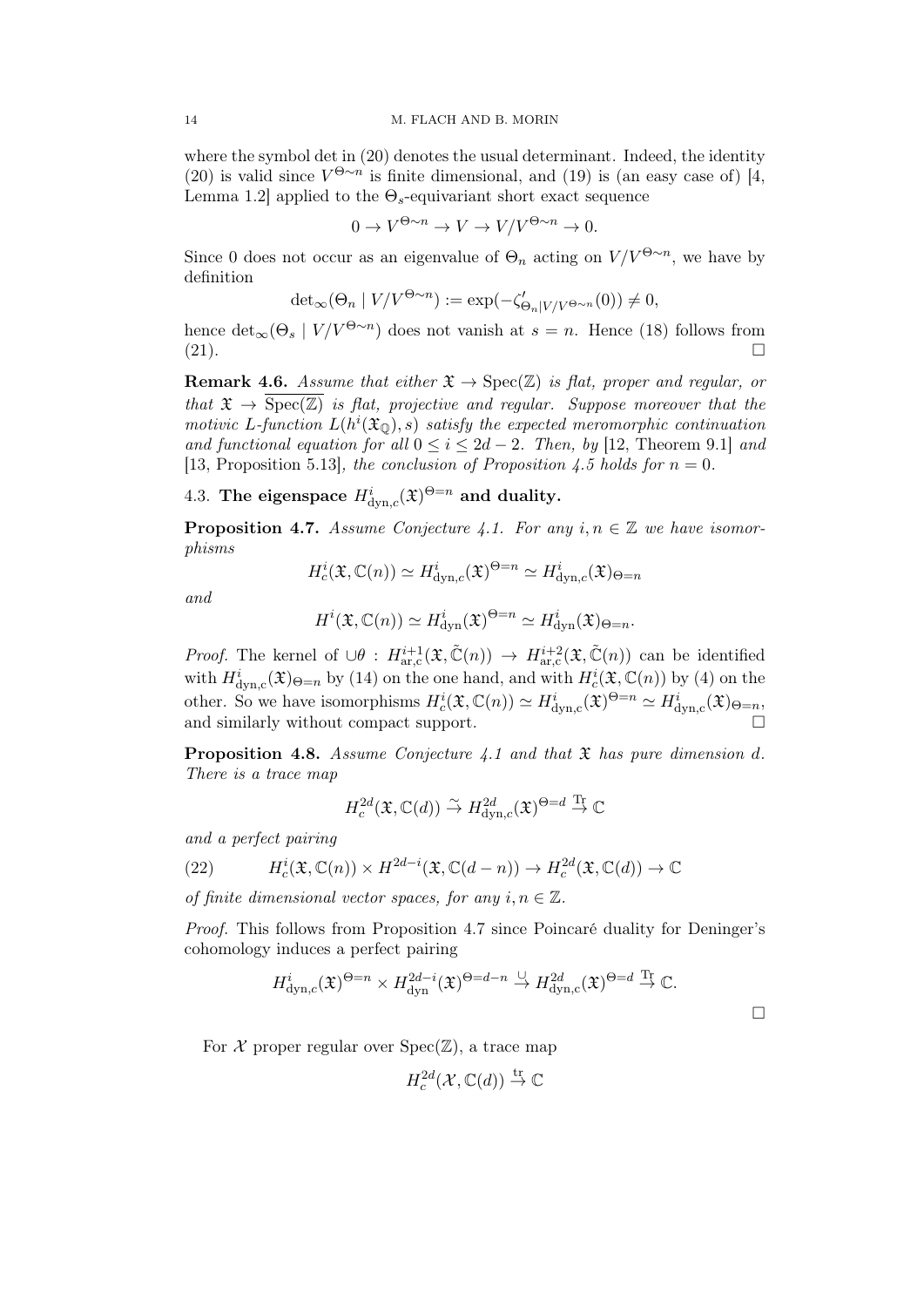where the symbol det in (20) denotes the usual determinant. Indeed, the identity (20) is valid since $V^{\Theta\sim n}$ is finite dimensional, and (19) is (an easy case of) [4, Lemma 1.2] applied to the $\Theta_s$-equivariant short exact sequence

$$0 \to V^{\Theta\sim n} \to V \to V/V^{\Theta\sim n} \to 0.$$

Since 0 does not occur as an eigenvalue of $\Theta_n$ acting on $V/V^{\Theta\sim n}$, we have by definition

$$\det_\infty(\Theta_n \mid V/V^{\Theta\sim n}) := \exp(-\zeta'_{\Theta_n|V/V^{\Theta\sim n}}(0)) \neq 0,$$

hence $\det_\infty(\Theta_s \mid V/V^{\Theta\sim n})$ does not vanish at $s = n$. Hence (18) follows from (21). $\square$

**Remark 4.6.** *Assume that either $\mathfrak{X} \to \mathrm{Spec}(\mathbb{Z})$ is flat, proper and regular, or that $\mathfrak{X} \to \overline{\mathrm{Spec}(\mathbb{Z})}$ is flat, projective and regular. Suppose moreover that the motivic L-function $L(h^i(\mathfrak{X}_\mathbb{Q}), s)$ satisfy the expected meromorphic continuation and functional equation for all $0 \leq i \leq 2d-2$. Then, by* [12, Theorem 9.1] *and* [13, Proposition 5.13]*, the conclusion of Proposition 4.5 holds for $n = 0$.*

### 4.3. The eigenspace $H^i_{\mathrm{dyn},c}(\mathfrak{X})^{\Theta=n}$ and duality.

**Proposition 4.7.** *Assume Conjecture 4.1. For any $i, n \in \mathbb{Z}$ we have isomorphisms*

$$H^i_c(\mathfrak{X}, \mathbb{C}(n)) \simeq H^i_{\mathrm{dyn},c}(\mathfrak{X})^{\Theta=n} \simeq H^i_{\mathrm{dyn},c}(\mathfrak{X})_{\Theta=n}$$

*and*

$$H^i(\mathfrak{X}, \mathbb{C}(n)) \simeq H^i_{\mathrm{dyn}}(\mathfrak{X})^{\Theta=n} \simeq H^i_{\mathrm{dyn}}(\mathfrak{X})_{\Theta=n}.$$

*Proof.* The kernel of $\cup\theta : H^{i+1}_{\mathrm{ar,c}}(\mathfrak{X}, \tilde{\mathbb{C}}(n)) \to H^{i+2}_{\mathrm{ar,c}}(\mathfrak{X}, \tilde{\mathbb{C}}(n))$ can be identified with $H^i_{\mathrm{dyn,c}}(\mathfrak{X})_{\Theta=n}$ by (14) on the one hand, and with $H^i_c(\mathfrak{X}, \mathbb{C}(n))$ by (4) on the other. So we have isomorphisms $H^i_c(\mathfrak{X}, \mathbb{C}(n)) \simeq H^i_{\mathrm{dyn,c}}(\mathfrak{X})^{\Theta=n} \simeq H^i_{\mathrm{dyn,c}}(\mathfrak{X})_{\Theta=n}$, and similarly without compact support. $\square$

**Proposition 4.8.** *Assume Conjecture 4.1 and that $\mathfrak{X}$ has pure dimension $d$. There is a trace map*

$$H^{2d}_c(\mathfrak{X}, \mathbb{C}(d)) \xrightarrow{\sim} H^{2d}_{\mathrm{dyn},c}(\mathfrak{X})^{\Theta=d} \xrightarrow{\mathrm{Tr}} \mathbb{C}$$

*and a perfect pairing*

$$H^i_c(\mathfrak{X}, \mathbb{C}(n)) \times H^{2d-i}(\mathfrak{X}, \mathbb{C}(d-n)) \to H^{2d}_c(\mathfrak{X}, \mathbb{C}(d)) \to \mathbb{C} \tag{22}$$

*of finite dimensional vector spaces, for any $i, n \in \mathbb{Z}$.*

*Proof.* This follows from Proposition 4.7 since Poincaré duality for Deninger's cohomology induces a perfect pairing

$$H^i_{\mathrm{dyn},c}(\mathfrak{X})^{\Theta=n} \times H^{2d-i}_{\mathrm{dyn}}(\mathfrak{X})^{\Theta=d-n} \xrightarrow{\cup} H^{2d}_{\mathrm{dyn,c}}(\mathfrak{X})^{\Theta=d} \xrightarrow{\mathrm{Tr}} \mathbb{C}.$$

$\square$

For $\mathcal{X}$ proper regular over $\mathrm{Spec}(\mathbb{Z})$, a trace map

$$H^{2d}_c(\mathcal{X}, \mathbb{C}(d)) \xrightarrow{\mathrm{tr}} \mathbb{C}$$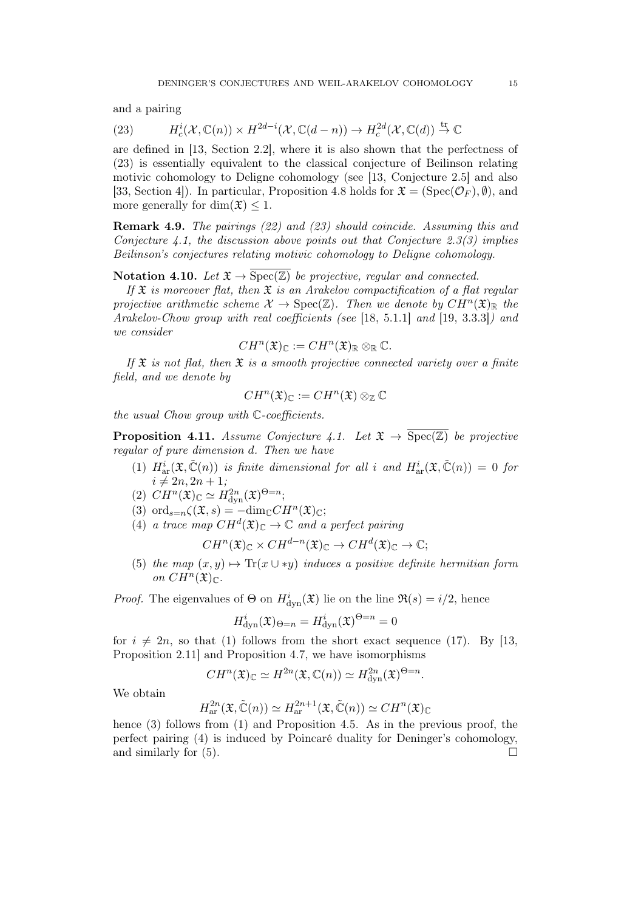and a pairing

$$H^i_c(\mathcal{X}, \mathbb{C}(n)) \times H^{2d-i}(\mathcal{X}, \mathbb{C}(d-n)) \to H^{2d}_c(\mathcal{X}, \mathbb{C}(d)) \xrightarrow{\mathrm{tr}} \mathbb{C} \tag{23}$$

are defined in [13, Section 2.2], where it is also shown that the perfectness of (23) is essentially equivalent to the classical conjecture of Beilinson relating motivic cohomology to Deligne cohomology (see [13, Conjecture 2.5] and also [33, Section 4]). In particular, Proposition 4.8 holds for $\mathfrak{X} = (\mathrm{Spec}(\mathcal{O}_F), \emptyset)$, and more generally for $\dim(\mathfrak{X}) \leq 1$.

**Remark 4.9.** *The pairings (22) and (23) should coincide. Assuming this and Conjecture 4.1, the discussion above points out that Conjecture 2.3(3) implies Beilinson's conjectures relating motivic cohomology to Deligne cohomology.*

**Notation 4.10.** *Let $\mathfrak{X} \to \overline{\mathrm{Spec}(\mathbb{Z})}$ be projective, regular and connected.*

*If $\mathfrak{X}$ is moreover flat, then $\mathfrak{X}$ is an Arakelov compactification of a flat regular projective arithmetic scheme $\mathcal{X} \to \mathrm{Spec}(\mathbb{Z})$. Then we denote by $CH^n(\mathfrak{X})_{\mathbb{R}}$ the Arakelov-Chow group with real coefficients (see* [18, 5.1.1] *and* [19, 3.3.3]*) and we consider*

$$CH^n(\mathfrak{X})_{\mathbb{C}} := CH^n(\mathfrak{X})_{\mathbb{R}} \otimes_{\mathbb{R}} \mathbb{C}.$$

*If $\mathfrak{X}$ is not flat, then $\mathfrak{X}$ is a smooth projective connected variety over a finite field, and we denote by*

$$CH^n(\mathfrak{X})_{\mathbb{C}} := CH^n(\mathfrak{X}) \otimes_{\mathbb{Z}} \mathbb{C}$$

*the usual Chow group with $\mathbb{C}$-coefficients.*

**Proposition 4.11.** *Assume Conjecture 4.1. Let $\mathfrak{X} \to \overline{\mathrm{Spec}(\mathbb{Z})}$ be projective regular of pure dimension $d$. Then we have*

1. *$H^i_{\mathrm{ar}}(\mathfrak{X}, \tilde{\mathbb{C}}(n))$ is finite dimensional for all $i$ and $H^i_{\mathrm{ar}}(\mathfrak{X}, \tilde{\mathbb{C}}(n)) = 0$ for $i \neq 2n, 2n+1$;*
2. *$CH^n(\mathfrak{X})_{\mathbb{C}} \simeq H^{2n}_{\mathrm{dyn}}(\mathfrak{X})^{\Theta=n}$;*
3. *$\mathrm{ord}_{s=n}\zeta(\mathfrak{X}, s) = -\mathrm{dim}_{\mathbb{C}} CH^n(\mathfrak{X})_{\mathbb{C}}$;*
4. *a trace map $CH^d(\mathfrak{X})_{\mathbb{C}} \to \mathbb{C}$ and a perfect pairing*
$$CH^n(\mathfrak{X})_{\mathbb{C}} \times CH^{d-n}(\mathfrak{X})_{\mathbb{C}} \to CH^d(\mathfrak{X})_{\mathbb{C}} \to \mathbb{C};$$
5. *the map $(x, y) \mapsto \mathrm{Tr}(x \cup *y)$ induces a positive definite hermitian form on $CH^n(\mathfrak{X})_{\mathbb{C}}$.*

*Proof.* The eigenvalues of $\Theta$ on $H^i_{\mathrm{dyn}}(\mathfrak{X})$ lie on the line $\Re(s) = i/2$, hence

$$H^i_{\mathrm{dyn}}(\mathfrak{X})_{\Theta=n} = H^i_{\mathrm{dyn}}(\mathfrak{X})^{\Theta=n} = 0$$

for $i \neq 2n$, so that (1) follows from the short exact sequence (17). By [13, Proposition 2.11] and Proposition 4.7, we have isomorphisms

$$CH^n(\mathfrak{X})_{\mathbb{C}} \simeq H^{2n}(\mathfrak{X}, \mathbb{C}(n)) \simeq H^{2n}_{\mathrm{dyn}}(\mathfrak{X})^{\Theta=n}.$$

We obtain

$$H^{2n}_{\mathrm{ar}}(\mathfrak{X}, \tilde{\mathbb{C}}(n)) \simeq H^{2n+1}_{\mathrm{ar}}(\mathfrak{X}, \tilde{\mathbb{C}}(n)) \simeq CH^n(\mathfrak{X})_{\mathbb{C}}$$

hence (3) follows from (1) and Proposition 4.5. As in the previous proof, the perfect pairing (4) is induced by Poincaré duality for Deninger's cohomology, and similarly for (5). □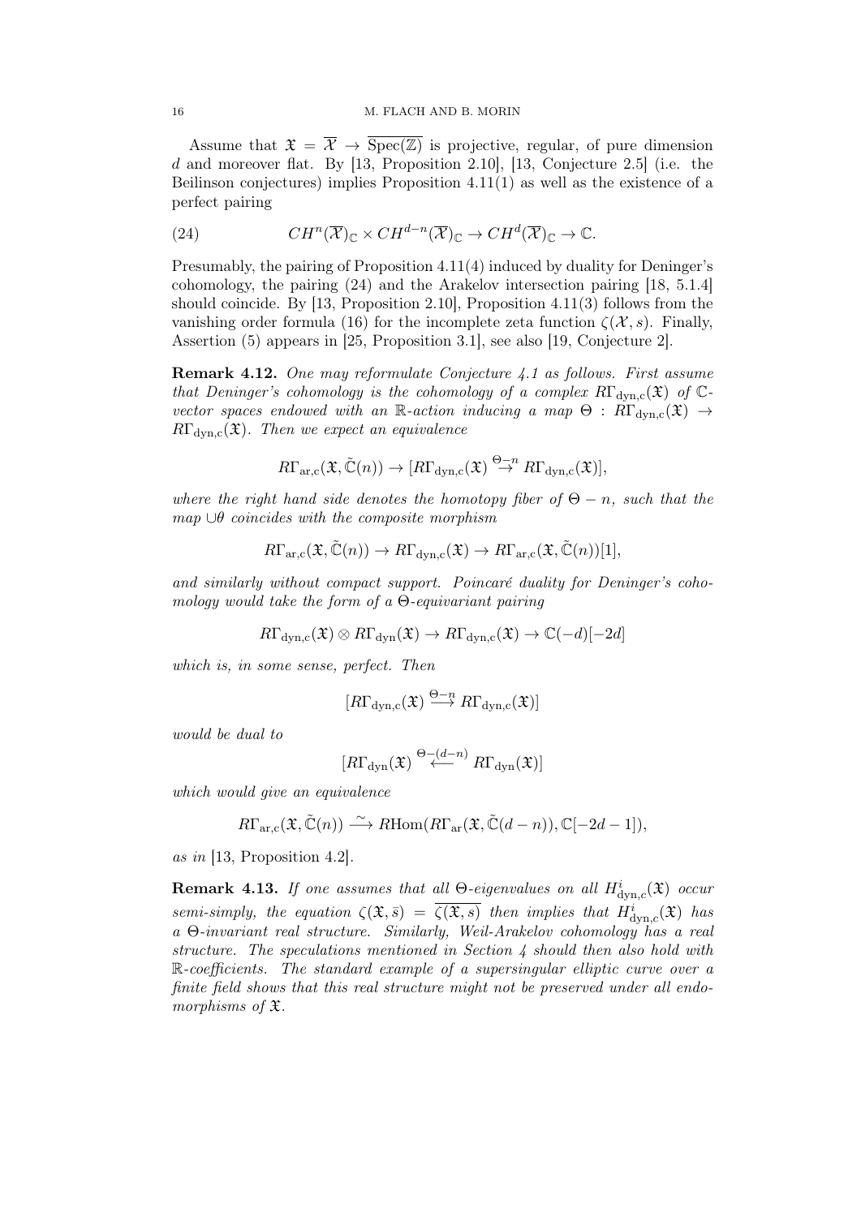Assume that $\mathfrak{X} = \overline{\mathcal{X}} \to \overline{\mathrm{Spec}(\mathbb{Z})}$ is projective, regular, of pure dimension $d$ and moreover flat. By [13, Proposition 2.10], [13, Conjecture 2.5] (i.e. the Beilinson conjectures) implies Proposition 4.11(1) as well as the existence of a perfect pairing

$$CH^n(\overline{\mathcal{X}})_{\mathbb{C}} \times CH^{d-n}(\overline{\mathcal{X}})_{\mathbb{C}} \to CH^d(\overline{\mathcal{X}})_{\mathbb{C}} \to \mathbb{C}. \tag{24}$$

Presumably, the pairing of Proposition 4.11(4) induced by duality for Deninger's cohomology, the pairing (24) and the Arakelov intersection pairing [18, 5.1.4] should coincide. By [13, Proposition 2.10], Proposition 4.11(3) follows from the vanishing order formula (16) for the incomplete zeta function $\zeta(\mathcal{X}, s)$. Finally, Assertion (5) appears in [25, Proposition 3.1], see also [19, Conjecture 2].

**Remark 4.12.** *One may reformulate Conjecture 4.1 as follows. First assume that Deninger's cohomology is the cohomology of a complex $R\Gamma_{\mathrm{dyn,c}}(\mathfrak{X})$ of $\mathbb{C}$-vector spaces endowed with an $\mathbb{R}$-action inducing a map $\Theta : R\Gamma_{\mathrm{dyn,c}}(\mathfrak{X}) \to R\Gamma_{\mathrm{dyn,c}}(\mathfrak{X})$. Then we expect an equivalence*

$$R\Gamma_{\mathrm{ar,c}}(\mathfrak{X}, \tilde{\mathbb{C}}(n)) \to [R\Gamma_{\mathrm{dyn,c}}(\mathfrak{X}) \stackrel{\Theta - n}{\to} R\Gamma_{\mathrm{dyn,c}}(\mathfrak{X})],$$

*where the right hand side denotes the homotopy fiber of $\Theta - n$, such that the map $\cup\theta$ coincides with the composite morphism*

$$R\Gamma_{\mathrm{ar,c}}(\mathfrak{X}, \tilde{\mathbb{C}}(n)) \to R\Gamma_{\mathrm{dyn,c}}(\mathfrak{X}) \to R\Gamma_{\mathrm{ar,c}}(\mathfrak{X}, \tilde{\mathbb{C}}(n))[1],$$

*and similarly without compact support. Poincaré duality for Deninger's cohomology would take the form of a $\Theta$-equivariant pairing*

$$R\Gamma_{\mathrm{dyn,c}}(\mathfrak{X}) \otimes R\Gamma_{\mathrm{dyn}}(\mathfrak{X}) \to R\Gamma_{\mathrm{dyn,c}}(\mathfrak{X}) \to \mathbb{C}(-d)[-2d]$$

*which is, in some sense, perfect. Then*

$$[R\Gamma_{\mathrm{dyn,c}}(\mathfrak{X}) \stackrel{\Theta - n}{\longrightarrow} R\Gamma_{\mathrm{dyn,c}}(\mathfrak{X})]$$

*would be dual to*

$$[R\Gamma_{\mathrm{dyn}}(\mathfrak{X}) \stackrel{\Theta-(d-n)}{\longleftarrow} R\Gamma_{\mathrm{dyn}}(\mathfrak{X})]$$

*which would give an equivalence*

$$R\Gamma_{\mathrm{ar,c}}(\mathfrak{X}, \tilde{\mathbb{C}}(n)) \stackrel{\sim}{\longrightarrow} R\mathrm{Hom}(R\Gamma_{\mathrm{ar}}(\mathfrak{X}, \tilde{\mathbb{C}}(d-n)), \mathbb{C}[-2d-1]),$$

*as in* [13, Proposition 4.2].

**Remark 4.13.** *If one assumes that all $\Theta$-eigenvalues on all $H^i_{\mathrm{dyn,c}}(\mathfrak{X})$ occur semi-simply, the equation $\zeta(\mathfrak{X}, \bar{s}) = \overline{\zeta(\mathfrak{X}, s)}$ then implies that $H^i_{\mathrm{dyn,c}}(\mathfrak{X})$ has a $\Theta$-invariant real structure. Similarly, Weil-Arakelov cohomology has a real structure. The speculations mentioned in Section 4 should then also hold with $\mathbb{R}$-coefficients. The standard example of a supersingular elliptic curve over a finite field shows that this real structure might not be preserved under all endomorphisms of $\mathfrak{X}$.*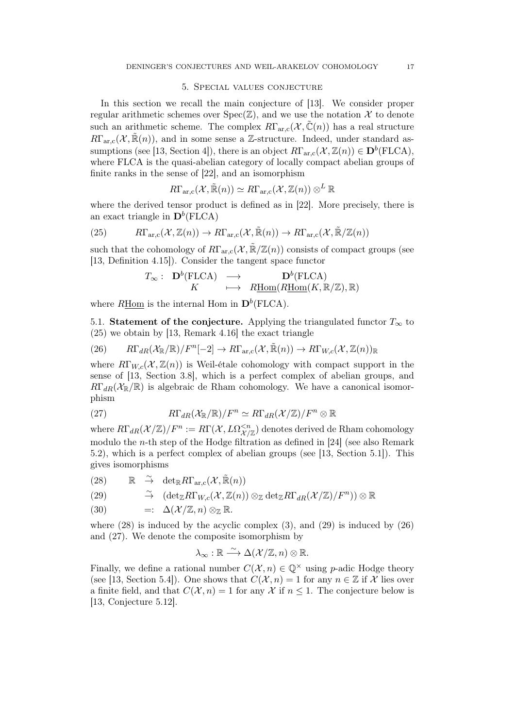## 5. Special values conjecture

In this section we recall the main conjecture of [13]. We consider proper regular arithmetic schemes over $\mathrm{Spec}(\mathbb{Z})$, and we use the notation $\mathcal{X}$ to denote such an arithmetic scheme. The complex $R\Gamma_{\mathrm{ar,c}}(\mathcal{X}, \tilde{\mathbb{C}}(n))$ has a real structure $R\Gamma_{\mathrm{ar,c}}(\mathcal{X}, \tilde{\mathbb{R}}(n))$, and in some sense a $\mathbb{Z}$-structure. Indeed, under standard assumptions (see [13, Section 4]), there is an object $R\Gamma_{\mathrm{ar,c}}(\mathcal{X}, \mathbb{Z}(n)) \in \mathbf{D}^b(\mathrm{FLCA})$, where FLCA is the quasi-abelian category of locally compact abelian groups of finite ranks in the sense of [22], and an isomorphism

$$R\Gamma_{\mathrm{ar,c}}(\mathcal{X}, \tilde{\mathbb{R}}(n)) \simeq R\Gamma_{\mathrm{ar,c}}(\mathcal{X}, \mathbb{Z}(n)) \otimes^L \mathbb{R}$$

where the derived tensor product is defined as in [22]. More precisely, there is an exact triangle in $\mathbf{D}^b(\mathrm{FLCA})$

$$R\Gamma_{\mathrm{ar,c}}(\mathcal{X}, \mathbb{Z}(n)) \to R\Gamma_{\mathrm{ar,c}}(\mathcal{X}, \tilde{\mathbb{R}}(n)) \to R\Gamma_{\mathrm{ar,c}}(\mathcal{X}, \tilde{\mathbb{R}}/\mathbb{Z}(n)) \tag{25}$$

such that the cohomology of $R\Gamma_{\mathrm{ar,c}}(\mathcal{X}, \tilde{\mathbb{R}}/\mathbb{Z}(n))$ consists of compact groups (see [13, Definition 4.15]). Consider the tangent space functor

$$\begin{array}{cccc} T_\infty : & \mathbf{D}^b(\mathrm{FLCA}) & \longrightarrow & \mathbf{D}^b(\mathrm{FLCA}) \\ & K & \longmapsto & R\underline{\mathrm{Hom}}(R\underline{\mathrm{Hom}}(K, \mathbb{R}/\mathbb{Z}), \mathbb{R}) \end{array}$$

where $R\underline{\mathrm{Hom}}$ is the internal Hom in $\mathbf{D}^b(\mathrm{FLCA})$.

5.1. **Statement of the conjecture.** Applying the triangulated functor $T_\infty$ to (25) we obtain by [13, Remark 4.16] the exact triangle

$$R\Gamma_{dR}(\mathcal{X}_{\mathbb{R}}/\mathbb{R})/F^n[-2] \to R\Gamma_{\mathrm{ar,c}}(\mathcal{X}, \tilde{\mathbb{R}}(n)) \to R\Gamma_{W,c}(\mathcal{X}, \mathbb{Z}(n))_{\mathbb{R}} \tag{26}$$

where $R\Gamma_{W,c}(\mathcal{X}, \mathbb{Z}(n))$ is Weil-étale cohomology with compact support in the sense of [13, Section 3.8], which is a perfect complex of abelian groups, and $R\Gamma_{dR}(\mathcal{X}_{\mathbb{R}}/\mathbb{R})$ is algebraic de Rham cohomology. We have a canonical isomorphism

$$R\Gamma_{dR}(\mathcal{X}_{\mathbb{R}}/\mathbb{R})/F^n \simeq R\Gamma_{dR}(\mathcal{X}/\mathbb{Z})/F^n \otimes \mathbb{R} \tag{27}$$

where $R\Gamma_{dR}(\mathcal{X}/\mathbb{Z})/F^n := R\Gamma(\mathcal{X}, L\Omega^{<n}_{\mathcal{X}/\mathbb{Z}})$ denotes derived de Rham cohomology modulo the $n$-th step of the Hodge filtration as defined in [24] (see also Remark 5.2), which is a perfect complex of abelian groups (see [13, Section 5.1]). This gives isomorphisms

$$\begin{aligned}
&\mathbb{R} \xrightarrow{\sim} \det{}_{\mathbb{R}} R\Gamma_{\mathrm{ar,c}}(\mathcal{X}, \tilde{\mathbb{R}}(n)) && (28)\\
&\phantom{\mathbb{R}} \xrightarrow{\sim} (\det{}_{\mathbb{Z}} R\Gamma_{W,c}(\mathcal{X}, \mathbb{Z}(n)) \otimes_{\mathbb{Z}} \det{}_{\mathbb{Z}} R\Gamma_{dR}(\mathcal{X}/\mathbb{Z})/F^n)) \otimes \mathbb{R} && (29)\\
&\phantom{\mathbb{R}} =: \Delta(\mathcal{X}/\mathbb{Z}, n) \otimes_{\mathbb{Z}} \mathbb{R}. && (30)
\end{aligned}$$

where (28) is induced by the acyclic complex (3), and (29) is induced by (26) and (27). We denote the composite isomorphism by

$$\lambda_\infty : \mathbb{R} \xrightarrow{\sim} \Delta(\mathcal{X}/\mathbb{Z}, n) \otimes \mathbb{R}.$$

Finally, we define a rational number $C(\mathcal{X}, n) \in \mathbb{Q}^\times$ using $p$-adic Hodge theory (see [13, Section 5.4]). One shows that $C(\mathcal{X}, n) = 1$ for any $n \in \mathbb{Z}$ if $\mathcal{X}$ lies over a finite field, and that $C(\mathcal{X}, n) = 1$ for any $\mathcal{X}$ if $n \leq 1$. The conjecture below is [13, Conjecture 5.12].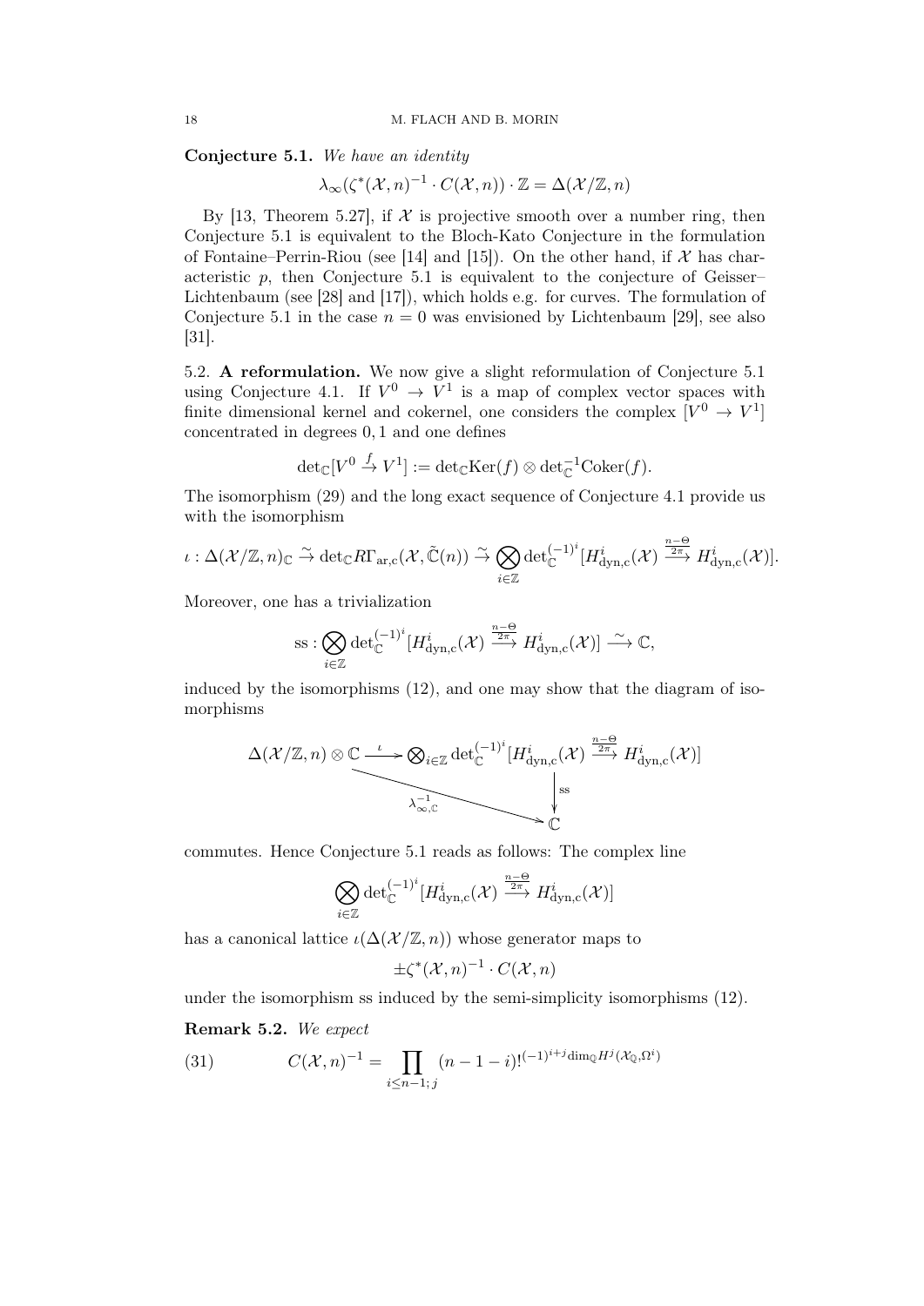**Conjecture 5.1.** *We have an identity*

$$\lambda_\infty(\zeta^*(\mathcal{X},n)^{-1}\cdot C(\mathcal{X},n))\cdot\mathbb{Z}=\Delta(\mathcal{X}/\mathbb{Z},n)$$

By [13, Theorem 5.27], if $\mathcal{X}$ is projective smooth over a number ring, then Conjecture 5.1 is equivalent to the Bloch-Kato Conjecture in the formulation of Fontaine–Perrin-Riou (see [14] and [15]). On the other hand, if $\mathcal{X}$ has characteristic $p$, then Conjecture 5.1 is equivalent to the conjecture of Geisser–Lichtenbaum (see [28] and [17]), which holds e.g. for curves. The formulation of Conjecture 5.1 in the case $n=0$ was envisioned by Lichtenbaum [29], see also [31].

5.2. **A reformulation.** We now give a slight reformulation of Conjecture 5.1 using Conjecture 4.1. If $V^0\to V^1$ is a map of complex vector spaces with finite dimensional kernel and cokernel, one considers the complex $[V^0\to V^1]$ concentrated in degrees $0,1$ and one defines

$$\det_{\mathbb{C}}[V^0\xrightarrow{f}V^1]:=\det_{\mathbb{C}}\mathrm{Ker}(f)\otimes\det_{\mathbb{C}}^{-1}\mathrm{Coker}(f).$$

The isomorphism (29) and the long exact sequence of Conjecture 4.1 provide us with the isomorphism

$$\iota:\Delta(\mathcal{X}/\mathbb{Z},n)_{\mathbb{C}}\xrightarrow{\sim}\det_{\mathbb{C}}R\Gamma_{\mathrm{ar,c}}(\mathcal{X},\tilde{\mathbb{C}}(n))\xrightarrow{\sim}\bigotimes_{i\in\mathbb{Z}}\det_{\mathbb{C}}^{(-1)^i}[H^i_{\mathrm{dyn,c}}(\mathcal{X})\xrightarrow{\frac{n-\Theta}{2\pi}}H^i_{\mathrm{dyn,c}}(\mathcal{X})].$$

Moreover, one has a trivialization

$$\mathrm{ss}:\bigotimes_{i\in\mathbb{Z}}\det_{\mathbb{C}}^{(-1)^i}[H^i_{\mathrm{dyn,c}}(\mathcal{X})\xrightarrow{\frac{n-\Theta}{2\pi}}H^i_{\mathrm{dyn,c}}(\mathcal{X})]\xrightarrow{\sim}\mathbb{C},$$

induced by the isomorphisms (12), and one may show that the diagram of isomorphisms

$$\begin{array}{ccc}\Delta(\mathcal{X}/\mathbb{Z},n)\otimes\mathbb{C} & \xrightarrow{\iota} & \bigotimes_{i\in\mathbb{Z}}\det_{\mathbb{C}}^{(-1)^i}[H^i_{\mathrm{dyn,c}}(\mathcal{X})\xrightarrow{\frac{n-\Theta}{2\pi}}H^i_{\mathrm{dyn,c}}(\mathcal{X})]\\ & \searrow^{\lambda_{\infty,\mathbb{C}}^{-1}} & \downarrow{\scriptstyle \mathrm{ss}}\\ & & \mathbb{C}\end{array}$$

commutes. Hence Conjecture 5.1 reads as follows: The complex line

$$\bigotimes_{i\in\mathbb{Z}}\det_{\mathbb{C}}^{(-1)^i}[H^i_{\mathrm{dyn,c}}(\mathcal{X})\xrightarrow{\frac{n-\Theta}{2\pi}}H^i_{\mathrm{dyn,c}}(\mathcal{X})]$$

has a canonical lattice $\iota(\Delta(\mathcal{X}/\mathbb{Z},n))$ whose generator maps to

$$\pm\zeta^*(\mathcal{X},n)^{-1}\cdot C(\mathcal{X},n)$$

under the isomorphism ss induced by the semi-simplicity isomorphisms (12).

**Remark 5.2.** *We expect*

$$C(\mathcal{X},n)^{-1}=\prod_{i\le n-1;\,j}(n-1-i)!^{(-1)^{i+j}\dim_{\mathbb{Q}}H^j(\mathcal{X}_{\mathbb{Q}},\Omega^i)}\tag{31}$$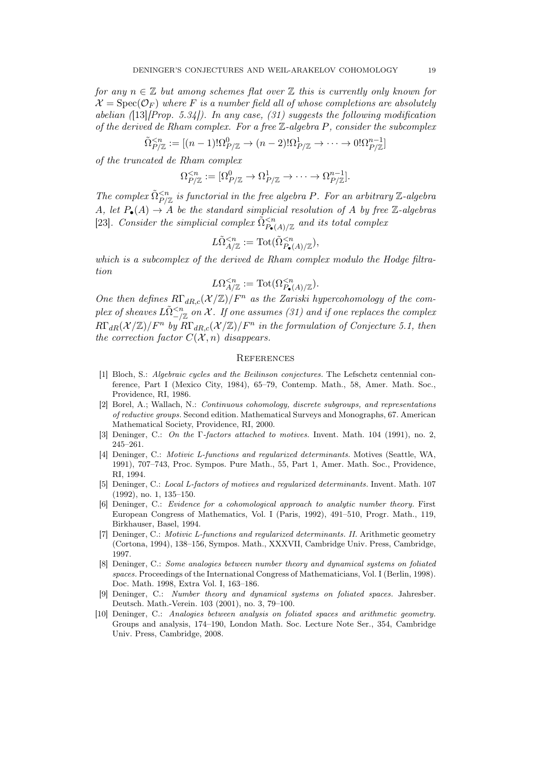*for any $n \in \mathbb{Z}$ but among schemes flat over $\mathbb{Z}$ this is currently only known for $\mathcal{X} = \mathrm{Spec}(\mathcal{O}_F)$ where $F$ is a number field all of whose completions are absolutely abelian ([13][Prop. 5.34]). In any case, (31) suggests the following modification of the derived de Rham complex. For a free $\mathbb{Z}$-algebra $P$, consider the subcomplex*

$$\tilde{\Omega}^{<n}_{P/\mathbb{Z}} := [(n-1)!\Omega^0_{P/\mathbb{Z}} \to (n-2)!\Omega^1_{P/\mathbb{Z}} \to \cdots \to 0!\Omega^{n-1}_{P/\mathbb{Z}}]$$

*of the truncated de Rham complex*

$$\Omega^{<n}_{P/\mathbb{Z}} := [\Omega^0_{P/\mathbb{Z}} \to \Omega^1_{P/\mathbb{Z}} \to \cdots \to \Omega^{n-1}_{P/\mathbb{Z}}].$$

*The complex $\tilde{\Omega}^{<n}_{P/\mathbb{Z}}$ is functorial in the free algebra $P$. For an arbitrary $\mathbb{Z}$-algebra $A$, let $P_\bullet(A) \to A$ be the standard simplicial resolution of $A$ by free $\mathbb{Z}$-algebras* [23]*. Consider the simplicial complex $\tilde{\Omega}^{<n}_{P_\bullet(A)/\mathbb{Z}}$ and its total complex*

$$L\tilde{\Omega}^{<n}_{A/\mathbb{Z}} := \mathrm{Tot}(\tilde{\Omega}^{<n}_{P_\bullet(A)/\mathbb{Z}}),$$

*which is a subcomplex of the derived de Rham complex modulo the Hodge filtration*

$$L\Omega^{<n}_{A/\mathbb{Z}} := \mathrm{Tot}(\Omega^{<n}_{P_\bullet(A)/\mathbb{Z}}).$$

*One then defines $R\Gamma_{dR,c}(\mathcal{X}/\mathbb{Z})/F^n$ as the Zariski hypercohomology of the complex of sheaves $L\tilde{\Omega}^{<n}_{-/\mathbb{Z}}$ on $\mathcal{X}$. If one assumes (31) and if one replaces the complex $R\Gamma_{dR}(\mathcal{X}/\mathbb{Z})/F^n$ by $R\Gamma_{dR,c}(\mathcal{X}/\mathbb{Z})/F^n$ in the formulation of Conjecture 5.1, then the correction factor $C(\mathcal{X}, n)$ disappears.*

## References

[1] Bloch, S.: *Algebraic cycles and the Beilinson conjectures.* The Lefschetz centennial conference, Part I (Mexico City, 1984), 65–79, Contemp. Math., 58, Amer. Math. Soc., Providence, RI, 1986.

[2] Borel, A.; Wallach, N.: *Continuous cohomology, discrete subgroups, and representations of reductive groups.* Second edition. Mathematical Surveys and Monographs, 67. American Mathematical Society, Providence, RI, 2000.

[3] Deninger, C.: *On the Γ-factors attached to motives.* Invent. Math. 104 (1991), no. 2, 245–261.

[4] Deninger, C.: *Motivic L-functions and regularized determinants.* Motives (Seattle, WA, 1991), 707–743, Proc. Sympos. Pure Math., 55, Part 1, Amer. Math. Soc., Providence, RI, 1994.

[5] Deninger, C.: *Local L-factors of motives and regularized determinants.* Invent. Math. 107 (1992), no. 1, 135–150.

[6] Deninger, C.: *Evidence for a cohomological approach to analytic number theory.* First European Congress of Mathematics, Vol. I (Paris, 1992), 491–510, Progr. Math., 119, Birkhauser, Basel, 1994.

[7] Deninger, C.: *Motivic L-functions and regularized determinants. II.* Arithmetic geometry (Cortona, 1994), 138–156, Sympos. Math., XXXVII, Cambridge Univ. Press, Cambridge, 1997.

[8] Deninger, C.: *Some analogies between number theory and dynamical systems on foliated spaces.* Proceedings of the International Congress of Mathematicians, Vol. I (Berlin, 1998). Doc. Math. 1998, Extra Vol. I, 163–186.

[9] Deninger, C.: *Number theory and dynamical systems on foliated spaces.* Jahresber. Deutsch. Math.-Verein. 103 (2001), no. 3, 79–100.

[10] Deninger, C.: *Analogies between analysis on foliated spaces and arithmetic geometry.* Groups and analysis, 174–190, London Math. Soc. Lecture Note Ser., 354, Cambridge Univ. Press, Cambridge, 2008.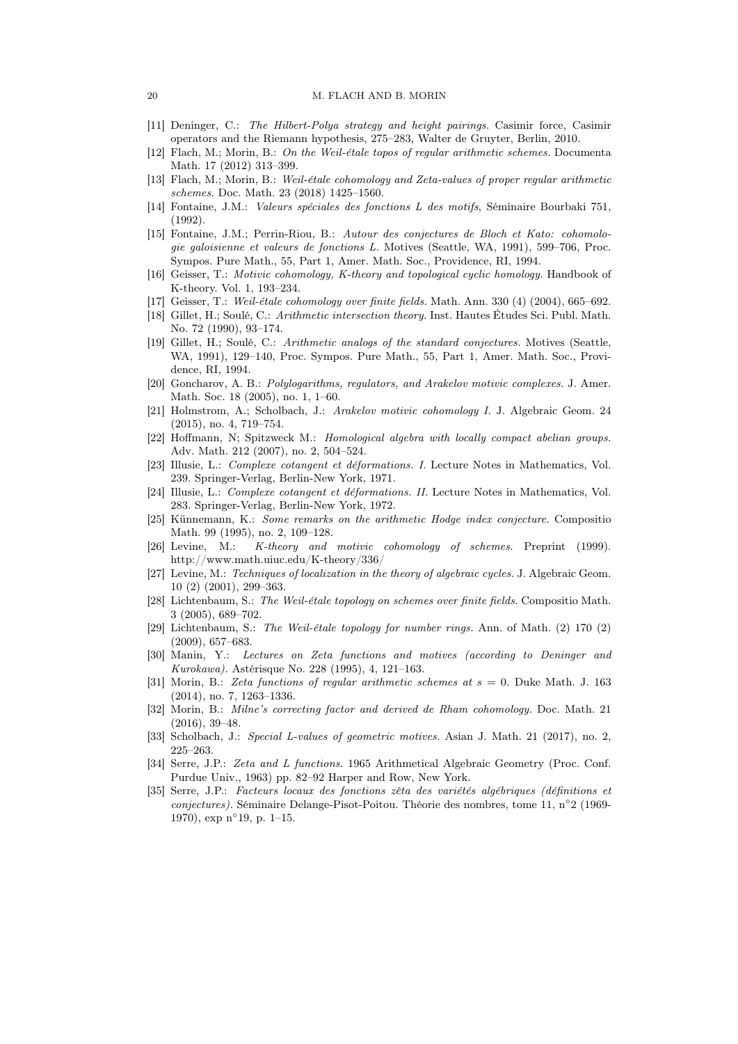- [11] Deninger, C.: *The Hilbert-Polya strategy and height pairings.* Casimir force, Casimir operators and the Riemann hypothesis, 275–283, Walter de Gruyter, Berlin, 2010.
- [12] Flach, M.; Morin, B.: *On the Weil-étale topos of regular arithmetic schemes.* Documenta Math. 17 (2012) 313–399.
- [13] Flach, M.; Morin, B.: *Weil-étale cohomology and Zeta-values of proper regular arithmetic schemes.* Doc. Math. 23 (2018) 1425–1560.
- [14] Fontaine, J.M.: *Valeurs spéciales des fonctions L des motifs*, Séminaire Bourbaki 751, (1992).
- [15] Fontaine, J.M.; Perrin-Riou, B.: *Autour des conjectures de Bloch et Kato: cohomologie galoisienne et valeurs de fonctions L.* Motives (Seattle, WA, 1991), 599–706, Proc. Sympos. Pure Math., 55, Part 1, Amer. Math. Soc., Providence, RI, 1994.
- [16] Geisser, T.: *Motivic cohomology, K-theory and topological cyclic homology.* Handbook of K-theory. Vol. 1, 193–234.
- [17] Geisser, T.: *Weil-étale cohomology over finite fields.* Math. Ann. 330 (4) (2004), 665–692.
- [18] Gillet, H.; Soulé, C.: *Arithmetic intersection theory.* Inst. Hautes Études Sci. Publ. Math. No. 72 (1990), 93–174.
- [19] Gillet, H.; Soulé, C.: *Arithmetic analogs of the standard conjectures.* Motives (Seattle, WA, 1991), 129–140, Proc. Sympos. Pure Math., 55, Part 1, Amer. Math. Soc., Providence, RI, 1994.
- [20] Goncharov, A. B.: *Polylogarithms, regulators, and Arakelov motivic complexes.* J. Amer. Math. Soc. 18 (2005), no. 1, 1–60.
- [21] Holmstrom, A.; Scholbach, J.: *Arakelov motivic cohomology I.* J. Algebraic Geom. 24 (2015), no. 4, 719–754.
- [22] Hoffmann, N; Spitzweck M.: *Homological algebra with locally compact abelian groups.* Adv. Math. 212 (2007), no. 2, 504–524.
- [23] Illusie, L.: *Complexe cotangent et déformations. I.* Lecture Notes in Mathematics, Vol. 239. Springer-Verlag, Berlin-New York, 1971.
- [24] Illusie, L.: *Complexe cotangent et déformations. II.* Lecture Notes in Mathematics, Vol. 283. Springer-Verlag, Berlin-New York, 1972.
- [25] Künnemann, K.: *Some remarks on the arithmetic Hodge index conjecture.* Compositio Math. 99 (1995), no. 2, 109–128.
- [26] Levine, M.: *K-theory and motivic cohomology of schemes.* Preprint (1999). http://www.math.uiuc.edu/K-theory/336/
- [27] Levine, M.: *Techniques of localization in the theory of algebraic cycles.* J. Algebraic Geom. 10 (2) (2001), 299–363.
- [28] Lichtenbaum, S.: *The Weil-étale topology on schemes over finite fields.* Compositio Math. 3 (2005), 689–702.
- [29] Lichtenbaum, S.: *The Weil-étale topology for number rings.* Ann. of Math. (2) 170 (2) (2009), 657–683.
- [30] Manin, Y.: *Lectures on Zeta functions and motives (according to Deninger and Kurokawa).* Astérisque No. 228 (1995), 4, 121–163.
- [31] Morin, B.: *Zeta functions of regular arithmetic schemes at $s = 0$.* Duke Math. J. 163 (2014), no. 7, 1263–1336.
- [32] Morin, B.: *Milne's correcting factor and derived de Rham cohomology.* Doc. Math. 21 (2016), 39–48.
- [33] Scholbach, J.: *Special L-values of geometric motives.* Asian J. Math. 21 (2017), no. 2, 225–263.
- [34] Serre, J.P.: *Zeta and L functions.* 1965 Arithmetical Algebraic Geometry (Proc. Conf. Purdue Univ., 1963) pp. 82–92 Harper and Row, New York.
- [35] Serre, J.P.: *Facteurs locaux des fonctions zêta des variétés algébriques (définitions et conjectures).* Séminaire Delange-Pisot-Poitou. Théorie des nombres, tome 11, n°2 (1969-1970), exp n°19, p. 1–15.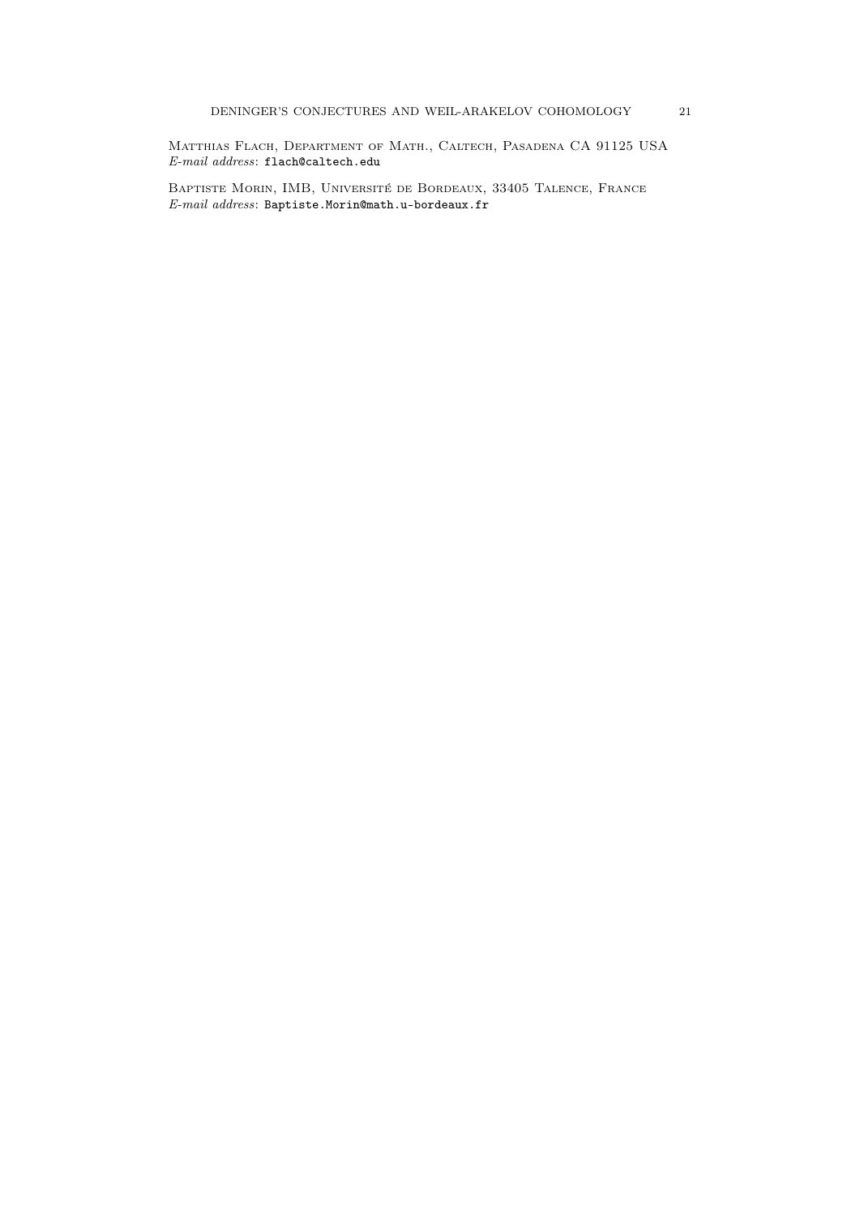Matthias Flach, Department of Math., Caltech, Pasadena CA 91125 USA
*E-mail address*: flach@caltech.edu

Baptiste Morin, IMB, Université de Bordeaux, 33405 Talence, France
*E-mail address*: Baptiste.Morin@math.u-bordeaux.fr